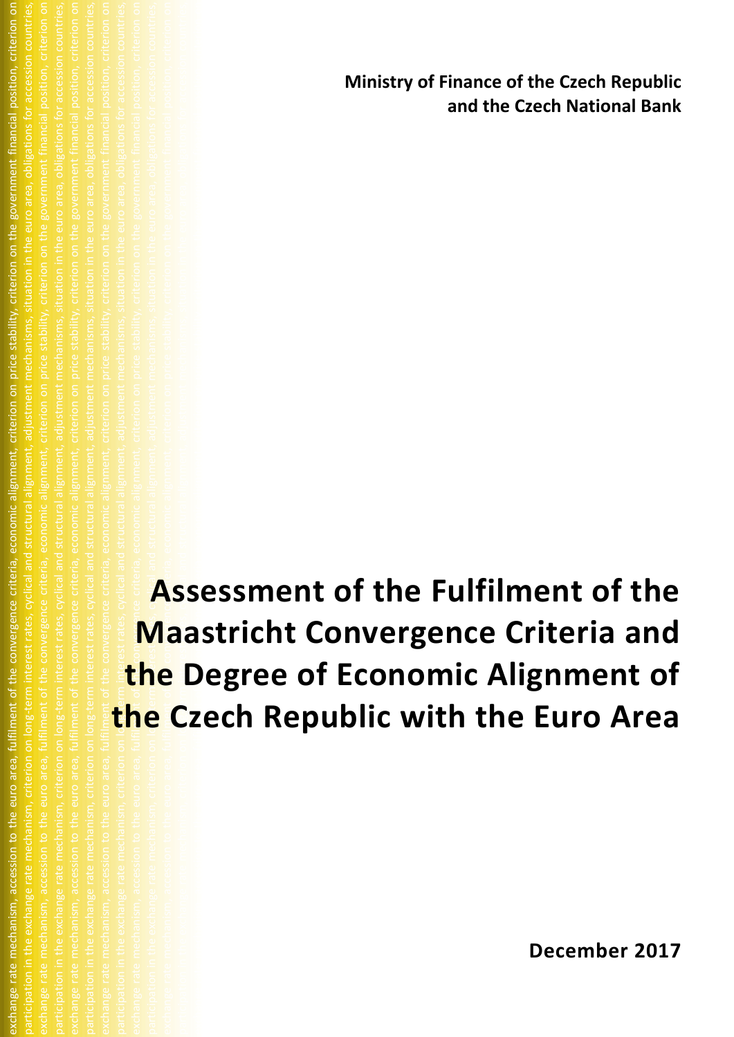**Ministry of Finance of the Czech Republic and the Czech National Bank**

# Assessment of the Fulfilment of the Maastricht Convergence Criteria and the Degree of Economic Alignment of the Czech Republic with the Euro Area

**December 2017**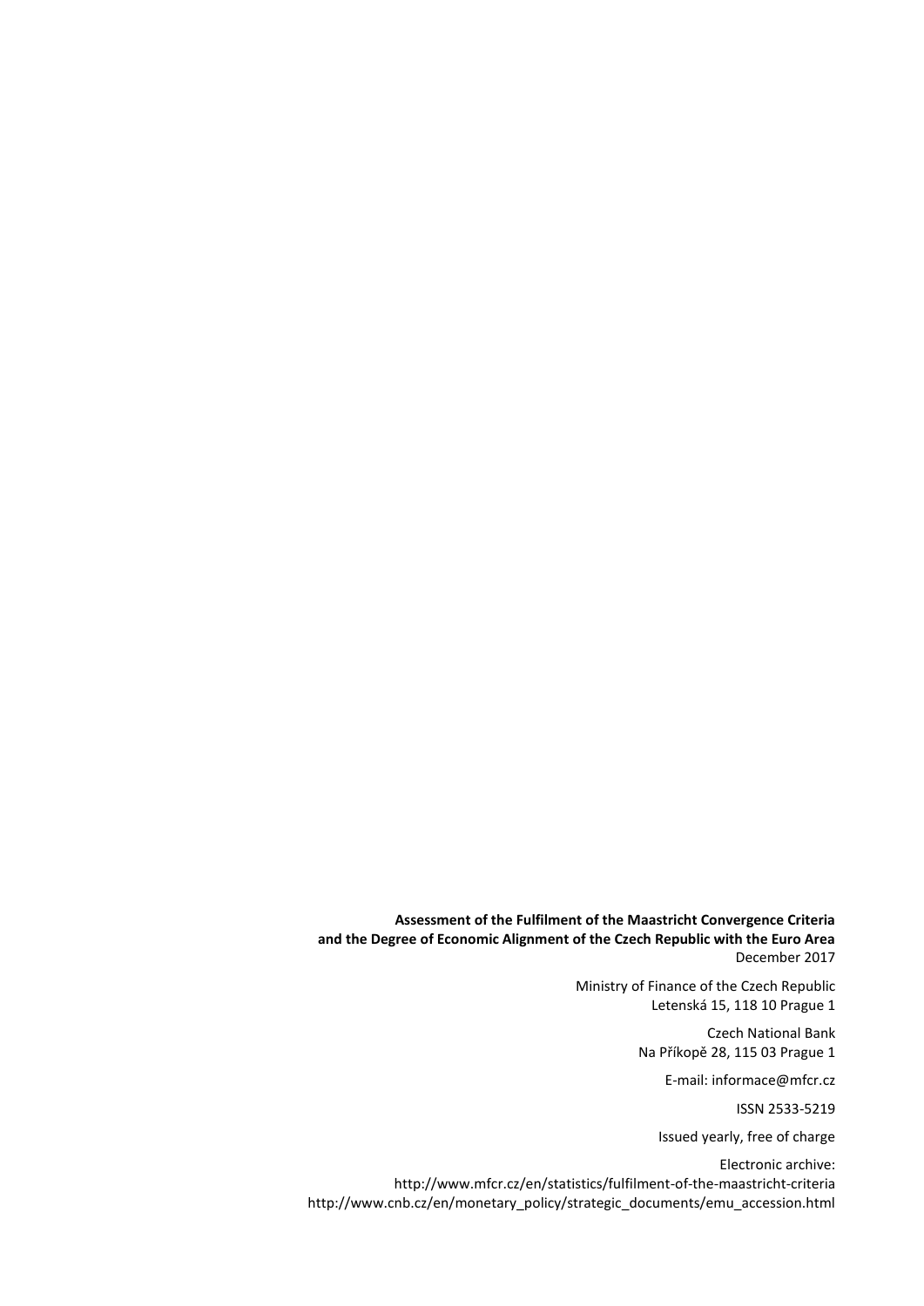**Assessment of the Fulfilment of the Maastricht Convergence Criteria and the Degree of Economic Alignment of the Czech Republic with the Euro Area**
December 2017

Ministry of Finance of the Czech Republic
Letenská 15, 118 10 Prague 1

Czech National Bank
Na Příkopě 28, 115 03 Prague 1

E-mail: informace@mfcr.cz

ISSN 2533-5219

Issued yearly, free of charge

Electronic archive:
http://www.mfcr.cz/en/statistics/fulfilment-of-the-maastricht-criteria
http://www.cnb.cz/en/monetary_policy/strategic_documents/emu_accession.html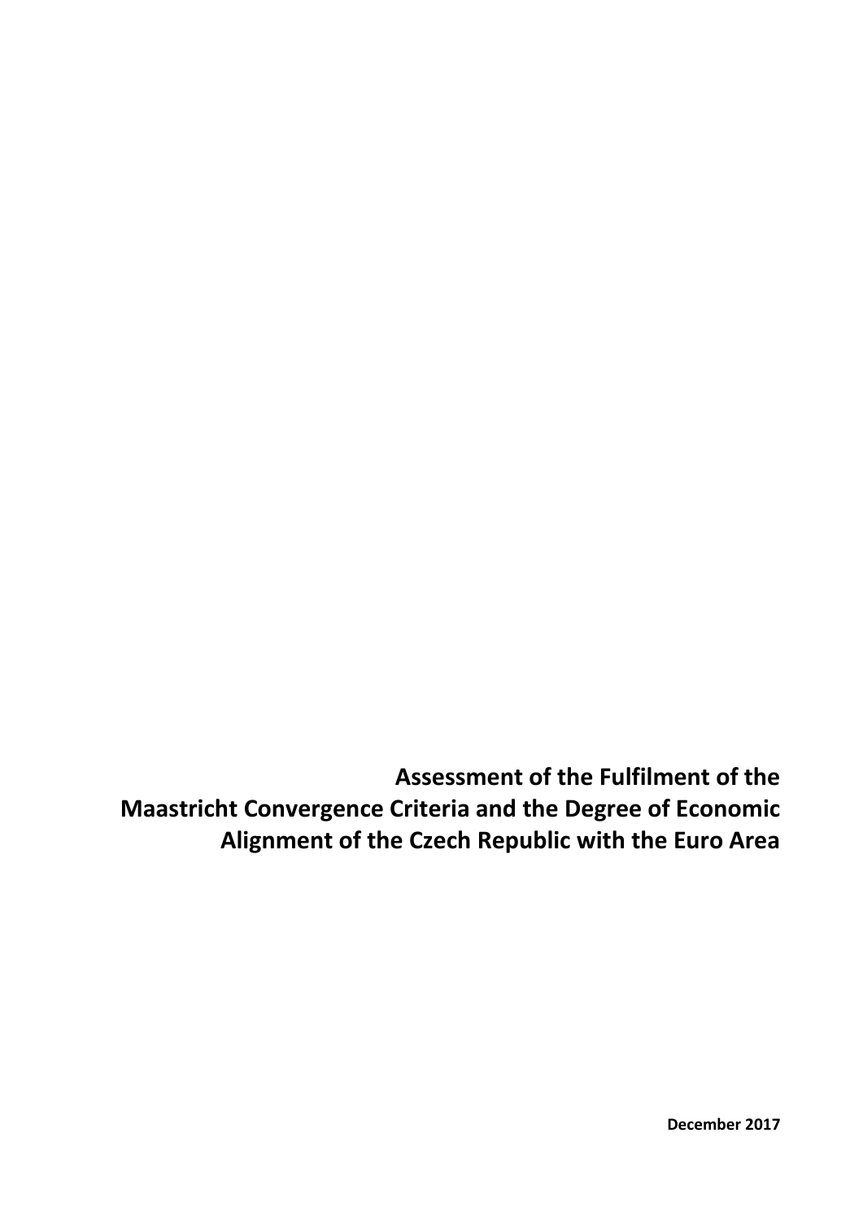# Assessment of the Fulfilment of the Maastricht Convergence Criteria and the Degree of Economic Alignment of the Czech Republic with the Euro Area

**December 2017**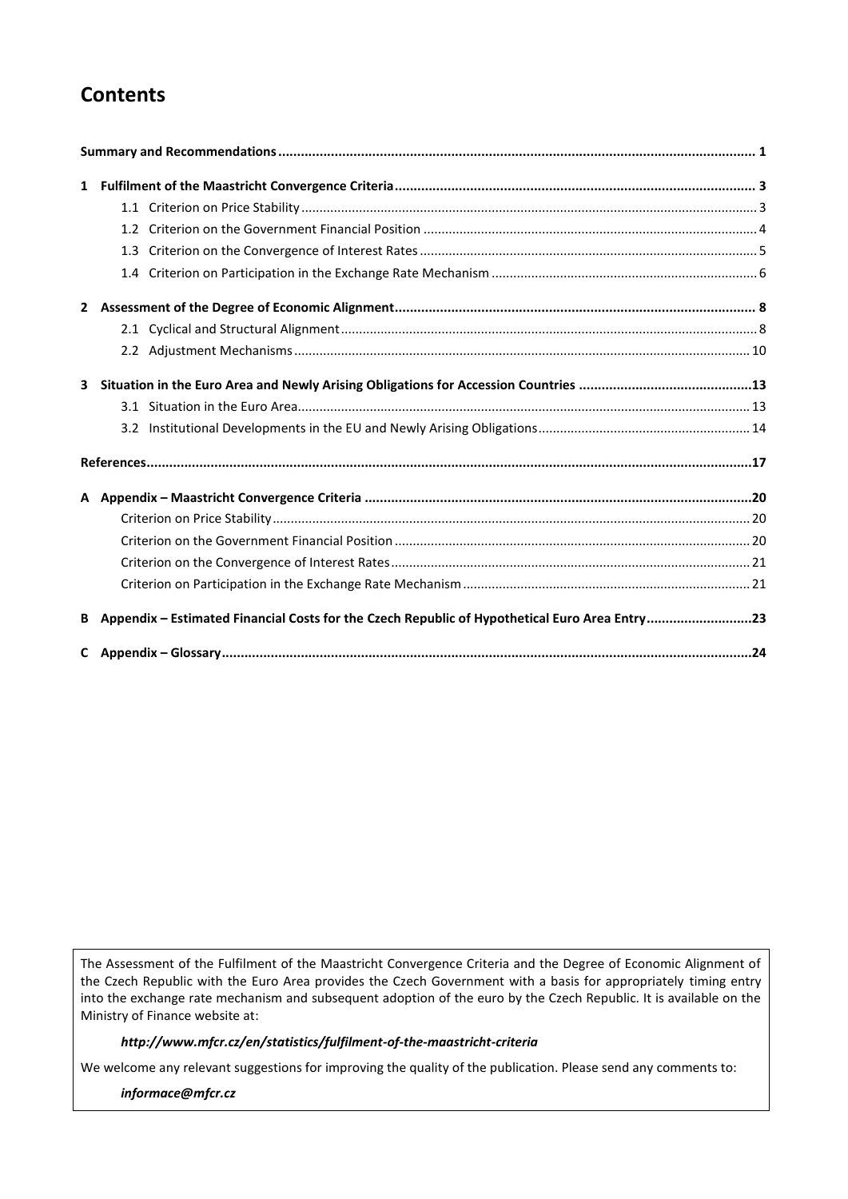# Contents

**Summary and Recommendations** ... **1**

**1 Fulfilment of the Maastricht Convergence Criteria** ... **3**

- 1.1 Criterion on Price Stability ... 3
- 1.2 Criterion on the Government Financial Position ... 4
- 1.3 Criterion on the Convergence of Interest Rates ... 5
- 1.4 Criterion on Participation in the Exchange Rate Mechanism ... 6

**2 Assessment of the Degree of Economic Alignment** ... **8**

- 2.1 Cyclical and Structural Alignment ... 8
- 2.2 Adjustment Mechanisms ... 10

**3 Situation in the Euro Area and Newly Arising Obligations for Accession Countries** ... **13**

- 3.1 Situation in the Euro Area ... 13
- 3.2 Institutional Developments in the EU and Newly Arising Obligations ... 14

**References** ... **17**

**A Appendix – Maastricht Convergence Criteria** ... **20**

- Criterion on Price Stability ... 20
- Criterion on the Government Financial Position ... 20
- Criterion on the Convergence of Interest Rates ... 21
- Criterion on Participation in the Exchange Rate Mechanism ... 21

**B Appendix – Estimated Financial Costs for the Czech Republic of Hypothetical Euro Area Entry** ... **23**

**C Appendix – Glossary** ... **24**

The Assessment of the Fulfilment of the Maastricht Convergence Criteria and the Degree of Economic Alignment of the Czech Republic with the Euro Area provides the Czech Government with a basis for appropriately timing entry into the exchange rate mechanism and subsequent adoption of the euro by the Czech Republic. It is available on the Ministry of Finance website at:

***http://www.mfcr.cz/en/statistics/fulfilment-of-the-maastricht-criteria***

We welcome any relevant suggestions for improving the quality of the publication. Please send any comments to:

***informace@mfcr.cz***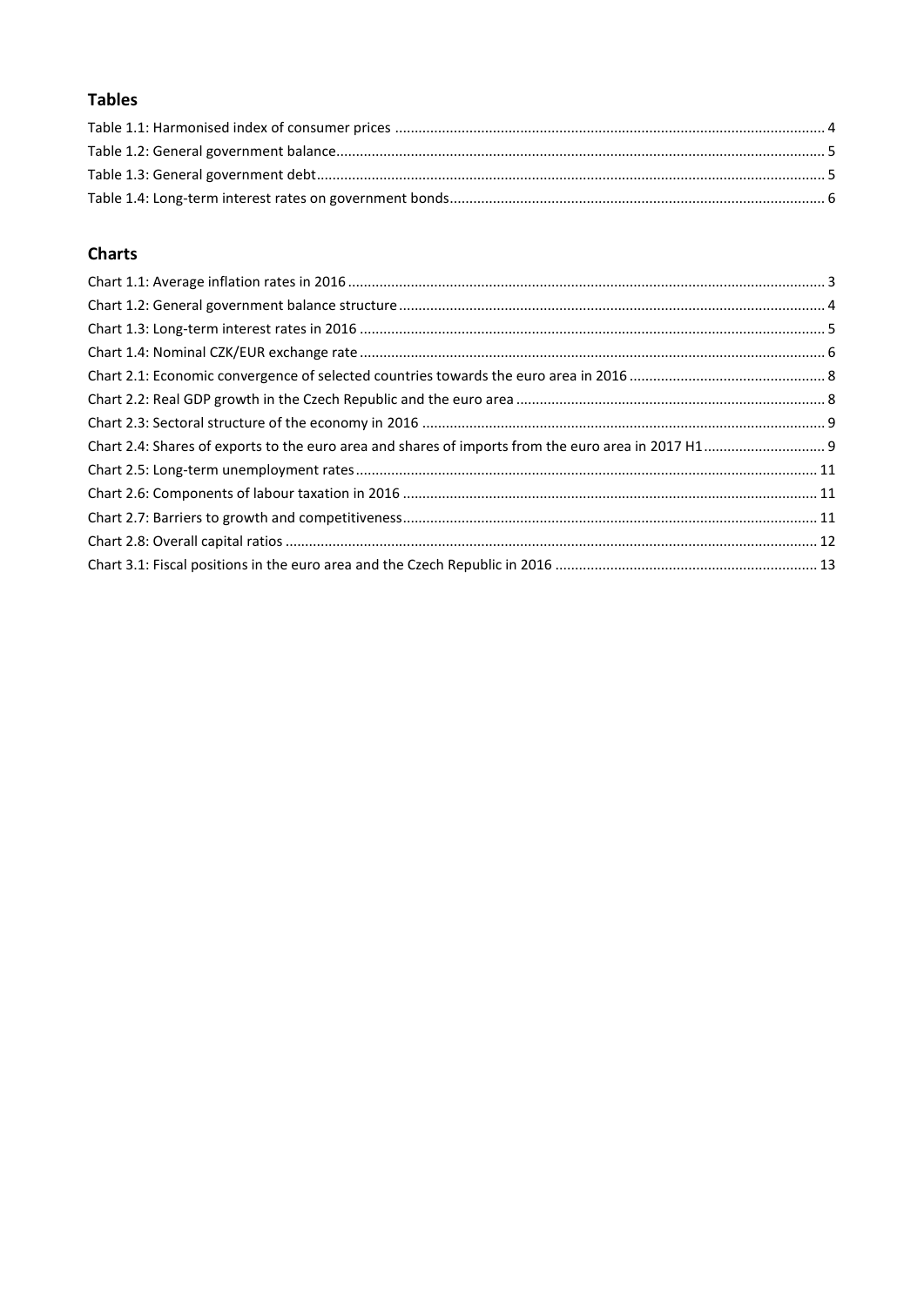## Tables

Table 1.1: Harmonised index of consumer prices ............................................................................................................ 4
Table 1.2: General government balance........................................................................................................................ 5
Table 1.3: General government debt............................................................................................................................ 5
Table 1.4: Long-term interest rates on government bonds.......................................................................................... 6

## Charts

Chart 1.1: Average inflation rates in 2016 ..................................................................................................................... 3
Chart 1.2: General government balance structure........................................................................................................ 4
Chart 1.3: Long-term interest rates in 2016 .................................................................................................................. 5
Chart 1.4: Nominal CZK/EUR exchange rate .................................................................................................................. 6
Chart 2.1: Economic convergence of selected countries towards the euro area in 2016 .............................................. 8
Chart 2.2: Real GDP growth in the Czech Republic and the euro area .......................................................................... 8
Chart 2.3: Sectoral structure of the economy in 2016 .................................................................................................. 9
Chart 2.4: Shares of exports to the euro area and shares of imports from the euro area in 2017 H1 ............................. 9
Chart 2.5: Long-term unemployment rates.................................................................................................................. 11
Chart 2.6: Components of labour taxation in 2016 ..................................................................................................... 11
Chart 2.7: Barriers to growth and competitiveness...................................................................................................... 11
Chart 2.8: Overall capital ratios ................................................................................................................................... 12
Chart 3.1: Fiscal positions in the euro area and the Czech Republic in 2016 ............................................................... 13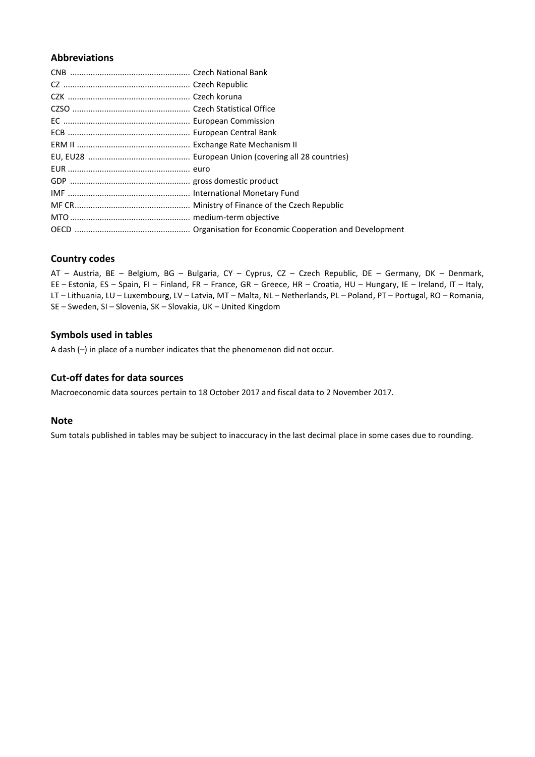## Abbreviations

| | |
|---|---|
| CNB | Czech National Bank |
| CZ | Czech Republic |
| CZK | Czech koruna |
| CZSO | Czech Statistical Office |
| EC | European Commission |
| ECB | European Central Bank |
| ERM II | Exchange Rate Mechanism II |
| EU, EU28 | European Union (covering all 28 countries) |
| EUR | euro |
| GDP | gross domestic product |
| IMF | International Monetary Fund |
| MF CR | Ministry of Finance of the Czech Republic |
| MTO | medium-term objective |
| OECD | Organisation for Economic Cooperation and Development |

## Country codes

AT – Austria, BE – Belgium, BG – Bulgaria, CY – Cyprus, CZ – Czech Republic, DE – Germany, DK – Denmark, EE – Estonia, ES – Spain, FI – Finland, FR – France, GR – Greece, HR – Croatia, HU – Hungary, IE – Ireland, IT – Italy, LT – Lithuania, LU – Luxembourg, LV – Latvia, MT – Malta, NL – Netherlands, PL – Poland, PT – Portugal, RO – Romania, SE – Sweden, SI – Slovenia, SK – Slovakia, UK – United Kingdom

## Symbols used in tables

A dash (–) in place of a number indicates that the phenomenon did not occur.

## Cut-off dates for data sources

Macroeconomic data sources pertain to 18 October 2017 and fiscal data to 2 November 2017.

## Note

Sum totals published in tables may be subject to inaccuracy in the last decimal place in some cases due to rounding.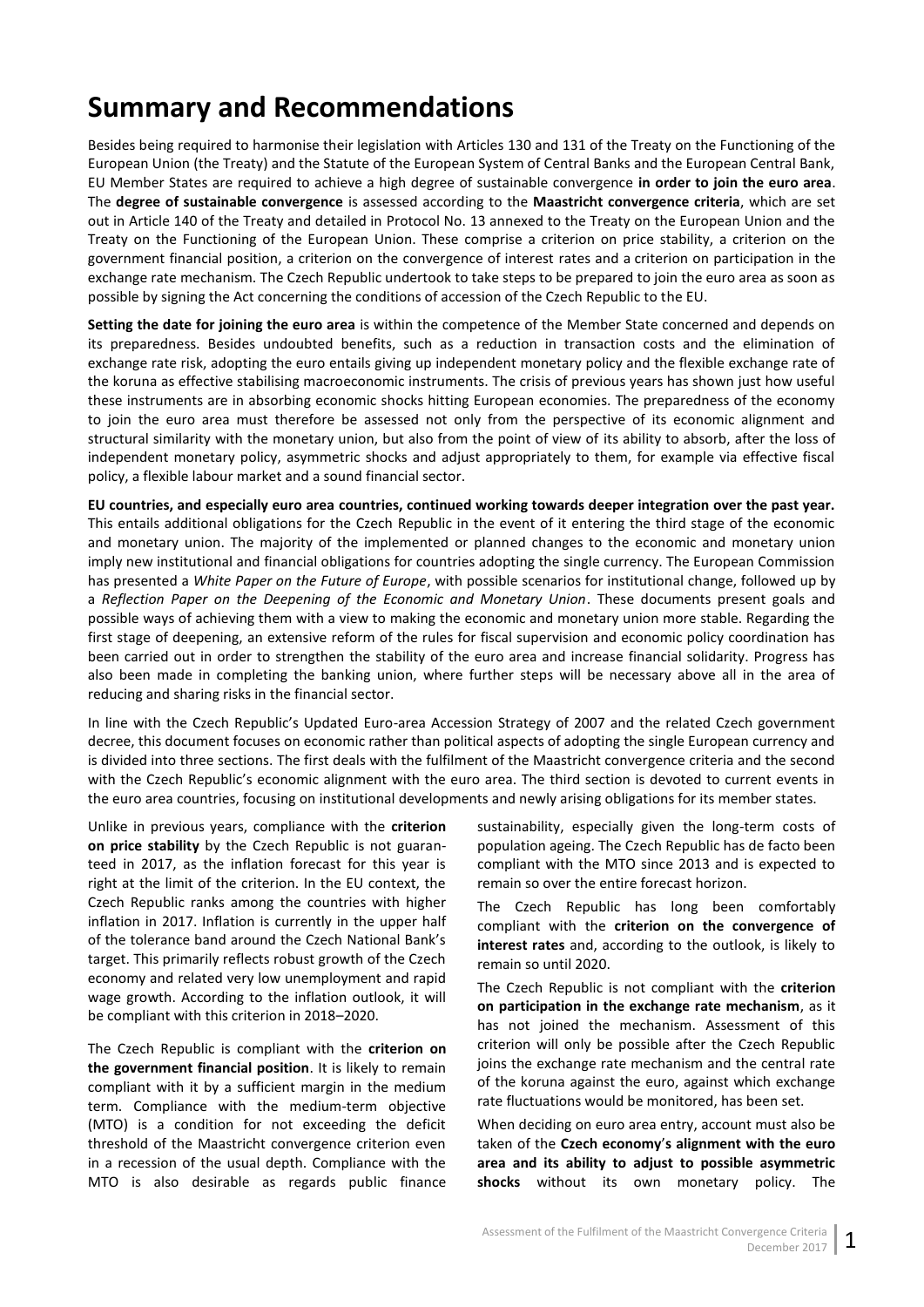# Summary and Recommendations

Besides being required to harmonise their legislation with Articles 130 and 131 of the Treaty on the Functioning of the European Union (the Treaty) and the Statute of the European System of Central Banks and the European Central Bank, EU Member States are required to achieve a high degree of sustainable convergence **in order to join the euro area**. The **degree of sustainable convergence** is assessed according to the **Maastricht convergence criteria**, which are set out in Article 140 of the Treaty and detailed in Protocol No. 13 annexed to the Treaty on the European Union and the Treaty on the Functioning of the European Union. These comprise a criterion on price stability, a criterion on the government financial position, a criterion on the convergence of interest rates and a criterion on participation in the exchange rate mechanism. The Czech Republic undertook to take steps to be prepared to join the euro area as soon as possible by signing the Act concerning the conditions of accession of the Czech Republic to the EU.

**Setting the date for joining the euro area** is within the competence of the Member State concerned and depends on its preparedness. Besides undoubted benefits, such as a reduction in transaction costs and the elimination of exchange rate risk, adopting the euro entails giving up independent monetary policy and the flexible exchange rate of the koruna as effective stabilising macroeconomic instruments. The crisis of previous years has shown just how useful these instruments are in absorbing economic shocks hitting European economies. The preparedness of the economy to join the euro area must therefore be assessed not only from the perspective of its economic alignment and structural similarity with the monetary union, but also from the point of view of its ability to absorb, after the loss of independent monetary policy, asymmetric shocks and adjust appropriately to them, for example via effective fiscal policy, a flexible labour market and a sound financial sector.

**EU countries, and especially euro area countries, continued working towards deeper integration over the past year.** This entails additional obligations for the Czech Republic in the event of it entering the third stage of the economic and monetary union. The majority of the implemented or planned changes to the economic and monetary union imply new institutional and financial obligations for countries adopting the single currency. The European Commission has presented a *White Paper on the Future of Europe*, with possible scenarios for institutional change, followed up by a *Reflection Paper on the Deepening of the Economic and Monetary Union*. These documents present goals and possible ways of achieving them with a view to making the economic and monetary union more stable. Regarding the first stage of deepening, an extensive reform of the rules for fiscal supervision and economic policy coordination has been carried out in order to strengthen the stability of the euro area and increase financial solidarity. Progress has also been made in completing the banking union, where further steps will be necessary above all in the area of reducing and sharing risks in the financial sector.

In line with the Czech Republic's Updated Euro-area Accession Strategy of 2007 and the related Czech government decree, this document focuses on economic rather than political aspects of adopting the single European currency and is divided into three sections. The first deals with the fulfilment of the Maastricht convergence criteria and the second with the Czech Republic's economic alignment with the euro area. The third section is devoted to current events in the euro area countries, focusing on institutional developments and newly arising obligations for its member states.

Unlike in previous years, compliance with the **criterion on price stability** by the Czech Republic is not guaranteed in 2017, as the inflation forecast for this year is right at the limit of the criterion. In the EU context, the Czech Republic ranks among the countries with higher inflation in 2017. Inflation is currently in the upper half of the tolerance band around the Czech National Bank's target. This primarily reflects robust growth of the Czech economy and related very low unemployment and rapid wage growth. According to the inflation outlook, it will be compliant with this criterion in 2018–2020.

The Czech Republic is compliant with the **criterion on the government financial position**. It is likely to remain compliant with it by a sufficient margin in the medium term. Compliance with the medium-term objective (MTO) is a condition for not exceeding the deficit threshold of the Maastricht convergence criterion even in a recession of the usual depth. Compliance with the MTO is also desirable as regards public finance sustainability, especially given the long-term costs of population ageing. The Czech Republic has de facto been compliant with the MTO since 2013 and is expected to remain so over the entire forecast horizon.

The Czech Republic has long been comfortably compliant with the **criterion on the convergence of interest rates** and, according to the outlook, is likely to remain so until 2020.

The Czech Republic is not compliant with the **criterion on participation in the exchange rate mechanism**, as it has not joined the mechanism. Assessment of this criterion will only be possible after the Czech Republic joins the exchange rate mechanism and the central rate of the koruna against the euro, against which exchange rate fluctuations would be monitored, has been set.

When deciding on euro area entry, account must also be taken of the **Czech economy's alignment with the euro area and its ability to adjust to possible asymmetric shocks** without its own monetary policy. The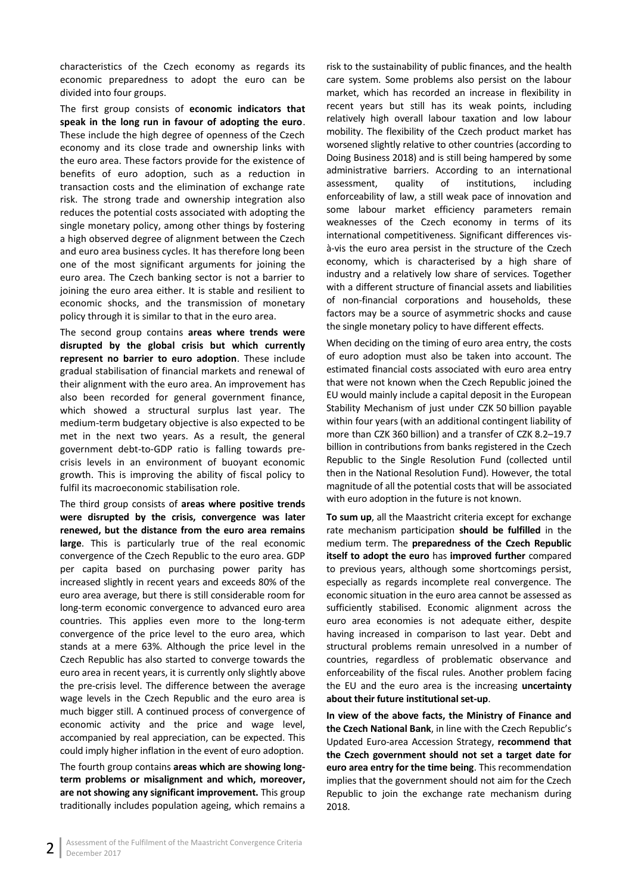characteristics of the Czech economy as regards its economic preparedness to adopt the euro can be divided into four groups.

The first group consists of **economic indicators that speak in the long run in favour of adopting the euro**. These include the high degree of openness of the Czech economy and its close trade and ownership links with the euro area. These factors provide for the existence of benefits of euro adoption, such as a reduction in transaction costs and the elimination of exchange rate risk. The strong trade and ownership integration also reduces the potential costs associated with adopting the single monetary policy, among other things by fostering a high observed degree of alignment between the Czech and euro area business cycles. It has therefore long been one of the most significant arguments for joining the euro area. The Czech banking sector is not a barrier to joining the euro area either. It is stable and resilient to economic shocks, and the transmission of monetary policy through it is similar to that in the euro area.

The second group contains **areas where trends were disrupted by the global crisis but which currently represent no barrier to euro adoption**. These include gradual stabilisation of financial markets and renewal of their alignment with the euro area. An improvement has also been recorded for general government finance, which showed a structural surplus last year. The medium-term budgetary objective is also expected to be met in the next two years. As a result, the general government debt-to-GDP ratio is falling towards pre-crisis levels in an environment of buoyant economic growth. This is improving the ability of fiscal policy to fulfil its macroeconomic stabilisation role.

The third group consists of **areas where positive trends were disrupted by the crisis, convergence was later renewed, but the distance from the euro area remains large**. This is particularly true of the real economic convergence of the Czech Republic to the euro area. GDP per capita based on purchasing power parity has increased slightly in recent years and exceeds 80% of the euro area average, but there is still considerable room for long-term economic convergence to advanced euro area countries. This applies even more to the long-term convergence of the price level to the euro area, which stands at a mere 63%. Although the price level in the Czech Republic has also started to converge towards the euro area in recent years, it is currently only slightly above the pre-crisis level. The difference between the average wage levels in the Czech Republic and the euro area is much bigger still. A continued process of convergence of economic activity and the price and wage level, accompanied by real appreciation, can be expected. This could imply higher inflation in the event of euro adoption.

The fourth group contains **areas which are showing long-term problems or misalignment and which, moreover, are not showing any significant improvement.** This group traditionally includes population ageing, which remains a risk to the sustainability of public finances, and the health care system. Some problems also persist on the labour market, which has recorded an increase in flexibility in recent years but still has its weak points, including relatively high overall labour taxation and low labour mobility. The flexibility of the Czech product market has worsened slightly relative to other countries (according to Doing Business 2018) and is still being hampered by some administrative barriers. According to an international assessment, quality of institutions, including enforceability of law, a still weak pace of innovation and some labour market efficiency parameters remain weaknesses of the Czech economy in terms of its international competitiveness. Significant differences vis-à-vis the euro area persist in the structure of the Czech economy, which is characterised by a high share of industry and a relatively low share of services. Together with a different structure of financial assets and liabilities of non-financial corporations and households, these factors may be a source of asymmetric shocks and cause the single monetary policy to have different effects.

When deciding on the timing of euro area entry, the costs of euro adoption must also be taken into account. The estimated financial costs associated with euro area entry that were not known when the Czech Republic joined the EU would mainly include a capital deposit in the European Stability Mechanism of just under CZK 50 billion payable within four years (with an additional contingent liability of more than CZK 360 billion) and a transfer of CZK 8.2–19.7 billion in contributions from banks registered in the Czech Republic to the Single Resolution Fund (collected until then in the National Resolution Fund). However, the total magnitude of all the potential costs that will be associated with euro adoption in the future is not known.

**To sum up**, all the Maastricht criteria except for exchange rate mechanism participation **should be fulfilled** in the medium term. The **preparedness of the Czech Republic itself to adopt the euro** has **improved further** compared to previous years, although some shortcomings persist, especially as regards incomplete real convergence. The economic situation in the euro area cannot be assessed as sufficiently stabilised. Economic alignment across the euro area economies is not adequate either, despite having increased in comparison to last year. Debt and structural problems remain unresolved in a number of countries, regardless of problematic observance and enforceability of the fiscal rules. Another problem facing the EU and the euro area is the increasing **uncertainty about their future institutional set-up**.

**In view of the above facts, the Ministry of Finance and the Czech National Bank**, in line with the Czech Republic's Updated Euro-area Accession Strategy, **recommend that the Czech government should not set a target date for euro area entry for the time being**. This recommendation implies that the government should not aim for the Czech Republic to join the exchange rate mechanism during 2018.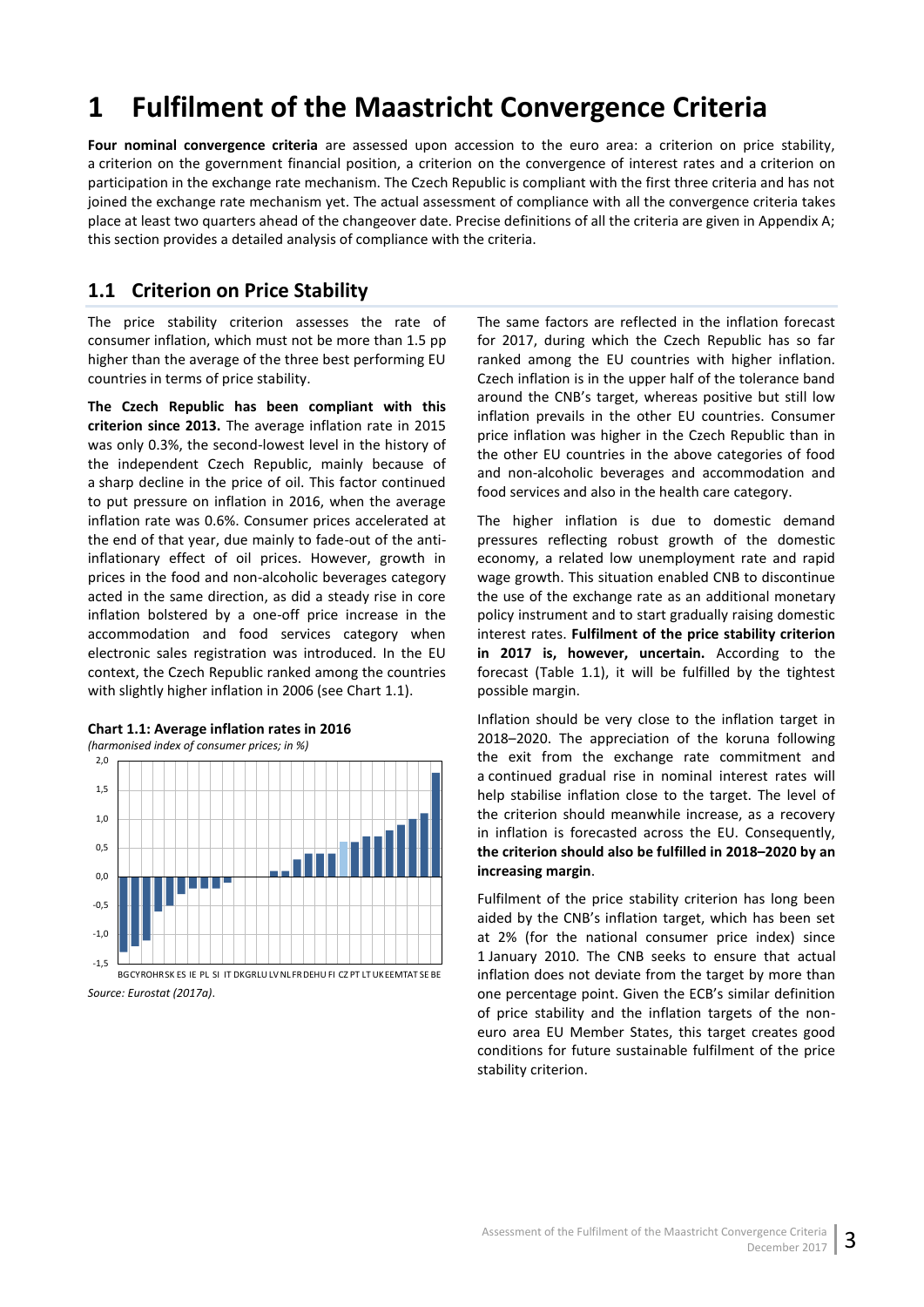# 1 Fulfilment of the Maastricht Convergence Criteria

**Four nominal convergence criteria** are assessed upon accession to the euro area: a criterion on price stability, a criterion on the government financial position, a criterion on the convergence of interest rates and a criterion on participation in the exchange rate mechanism. The Czech Republic is compliant with the first three criteria and has not joined the exchange rate mechanism yet. The actual assessment of compliance with all the convergence criteria takes place at least two quarters ahead of the changeover date. Precise definitions of all the criteria are given in Appendix A; this section provides a detailed analysis of compliance with the criteria.

## 1.1 Criterion on Price Stability

The price stability criterion assesses the rate of consumer inflation, which must not be more than 1.5 pp higher than the average of the three best performing EU countries in terms of price stability.

**The Czech Republic has been compliant with this criterion since 2013.** The average inflation rate in 2015 was only 0.3%, the second-lowest level in the history of the independent Czech Republic, mainly because of a sharp decline in the price of oil. This factor continued to put pressure on inflation in 2016, when the average inflation rate was 0.6%. Consumer prices accelerated at the end of that year, due mainly to fade-out of the anti-inflationary effect of oil prices. However, growth in prices in the food and non-alcoholic beverages category acted in the same direction, as did a steady rise in core inflation bolstered by a one-off price increase in the accommodation and food services category when electronic sales registration was introduced. In the EU context, the Czech Republic ranked among the countries with slightly higher inflation in 2006 (see Chart 1.1).

**Chart 1.1: Average inflation rates in 2016**

*(harmonised index of consumer prices; in %)*

*Source: Eurostat (2017a).*

The same factors are reflected in the inflation forecast for 2017, during which the Czech Republic has so far ranked among the EU countries with higher inflation. Czech inflation is in the upper half of the tolerance band around the CNB's target, whereas positive but still low inflation prevails in the other EU countries. Consumer price inflation was higher in the Czech Republic than in the other EU countries in the above categories of food and non-alcoholic beverages and accommodation and food services and also in the health care category.

The higher inflation is due to domestic demand pressures reflecting robust growth of the domestic economy, a related low unemployment rate and rapid wage growth. This situation enabled CNB to discontinue the use of the exchange rate as an additional monetary policy instrument and to start gradually raising domestic interest rates. **Fulfilment of the price stability criterion in 2017 is, however, uncertain.** According to the forecast (Table 1.1), it will be fulfilled by the tightest possible margin.

Inflation should be very close to the inflation target in 2018–2020. The appreciation of the koruna following the exit from the exchange rate commitment and a continued gradual rise in nominal interest rates will help stabilise inflation close to the target. The level of the criterion should meanwhile increase, as a recovery in inflation is forecasted across the EU. Consequently, **the criterion should also be fulfilled in 2018–2020 by an increasing margin**.

Fulfilment of the price stability criterion has long been aided by the CNB's inflation target, which has been set at 2% (for the national consumer price index) since 1 January 2010. The CNB seeks to ensure that actual inflation does not deviate from the target by more than one percentage point. Given the ECB's similar definition of price stability and the inflation targets of the non-euro area EU Member States, this target creates good conditions for future sustainable fulfilment of the price stability criterion.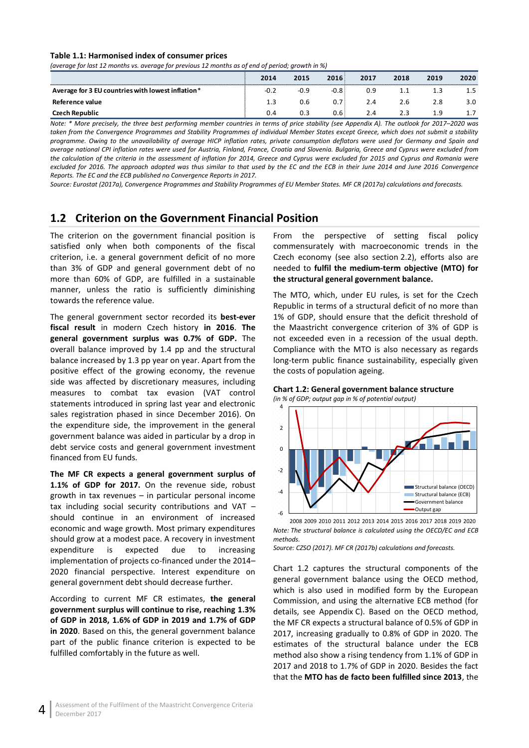**Table 1.1: Harmonised index of consumer prices**

*(average for last 12 months vs. average for previous 12 months as of end of period; growth in %)*

| | 2014 | 2015 | 2016 | 2017 | 2018 | 2019 | 2020 |
|---|---|---|---|---|---|---|---|
| **Average for 3 EU countries with lowest inflation*** | -0.2 | -0.9 | -0.8 | 0.9 | 1.1 | 1.3 | 1.5 |
| **Reference value** | 1.3 | 0.6 | 0.7 | 2.4 | 2.6 | 2.8 | 3.0 |
| **Czech Republic** | 0.4 | 0.3 | 0.6 | 2.4 | 2.3 | 1.9 | 1.7 |

*Note: * More precisely, the three best performing member countries in terms of price stability (see Appendix A). The outlook for 2017–2020 was taken from the Convergence Programmes and Stability Programmes of individual Member States except Greece, which does not submit a stability programme. Owing to the unavailability of average HICP inflation rates, private consumption deflators were used for Germany and Spain and average national CPI inflation rates were used for Austria, Finland, France, Croatia and Slovenia. Bulgaria, Greece and Cyprus were excluded from the calculation of the criteria in the assessment of inflation for 2014, Greece and Cyprus were excluded for 2015 and Cyprus and Romania were excluded for 2016. The approach adopted was thus similar to that used by the EC and the ECB in their June 2014 and June 2016 Convergence Reports. The EC and the ECB published no Convergence Reports in 2017.*

*Source: Eurostat (2017a), Convergence Programmes and Stability Programmes of EU Member States. MF CR (2017a) calculations and forecasts.*

## 1.2 Criterion on the Government Financial Position

The criterion on the government financial position is satisfied only when both components of the fiscal criterion, i.e. a general government deficit of no more than 3% of GDP and general government debt of no more than 60% of GDP, are fulfilled in a sustainable manner, unless the ratio is sufficiently diminishing towards the reference value.

The general government sector recorded its **best-ever fiscal result** in modern Czech history **in 2016**. **The general government surplus was 0.7% of GDP.** The overall balance improved by 1.4 pp and the structural balance increased by 1.3 pp year on year. Apart from the positive effect of the growing economy, the revenue side was affected by discretionary measures, including measures to combat tax evasion (VAT control statements introduced in spring last year and electronic sales registration phased in since December 2016). On the expenditure side, the improvement in the general government balance was aided in particular by a drop in debt service costs and general government investment financed from EU funds.

**The MF CR expects a general government surplus of 1.1% of GDP for 2017.** On the revenue side, robust growth in tax revenues – in particular personal income tax including social security contributions and VAT – should continue in an environment of increased economic and wage growth. Most primary expenditures should grow at a modest pace. A recovery in investment expenditure is expected due to increasing implementation of projects co-financed under the 2014–2020 financial perspective. Interest expenditure on general government debt should decrease further.

According to current MF CR estimates, **the general government surplus will continue to rise, reaching 1.3% of GDP in 2018, 1.6% of GDP in 2019 and 1.7% of GDP in 2020**. Based on this, the general government balance part of the public finance criterion is expected to be fulfilled comfortably in the future as well.

From the perspective of setting fiscal policy commensurately with macroeconomic trends in the Czech economy (see also section 2.2), efforts also are needed to **fulfil the medium-term objective (MTO) for the structural general government balance.**

The MTO, which, under EU rules, is set for the Czech Republic in terms of a structural deficit of no more than 1% of GDP, should ensure that the deficit threshold of the Maastricht convergence criterion of 3% of GDP is not exceeded even in a recession of the usual depth. Compliance with the MTO is also necessary as regards long-term public finance sustainability, especially given the costs of population ageing.

**Chart 1.2: General government balance structure**

*(in % of GDP; output gap in % of potential output)*

*Note: The structural balance is calculated using the OECD/EC and ECB methods.*

*Source: CZSO (2017). MF CR (2017b) calculations and forecasts.*

Chart 1.2 captures the structural components of the general government balance using the OECD method, which is also used in modified form by the European Commission, and using the alternative ECB method (for details, see Appendix C). Based on the OECD method, the MF CR expects a structural balance of 0.5% of GDP in 2017, increasing gradually to 0.8% of GDP in 2020. The estimates of the structural balance under the ECB method also show a rising tendency from 1.1% of GDP in 2017 and 2018 to 1.7% of GDP in 2020. Besides the fact that the **MTO has de facto been fulfilled since 2013**, the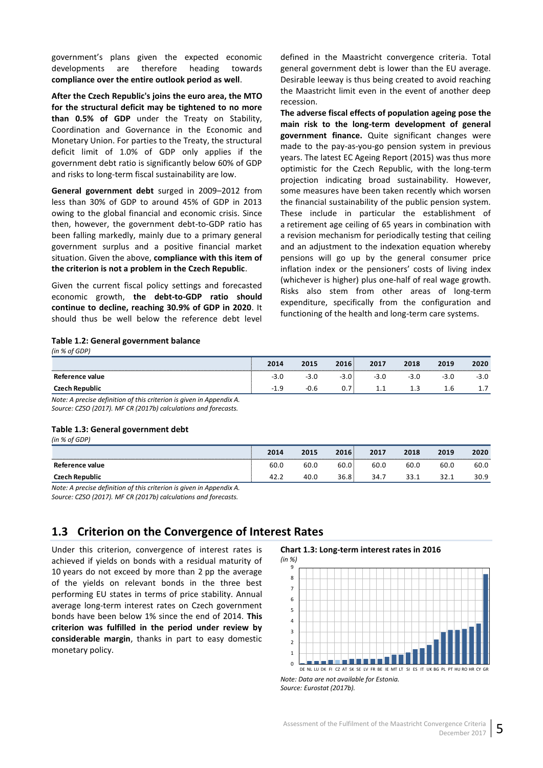government's plans given the expected economic developments are therefore heading towards **compliance over the entire outlook period as well**.

**After the Czech Republic's joins the euro area, the MTO for the structural deficit may be tightened to no more than 0.5% of GDP** under the Treaty on Stability, Coordination and Governance in the Economic and Monetary Union. For parties to the Treaty, the structural deficit limit of 1.0% of GDP only applies if the government debt ratio is significantly below 60% of GDP and risks to long-term fiscal sustainability are low.

**General government debt** surged in 2009–2012 from less than 30% of GDP to around 45% of GDP in 2013 owing to the global financial and economic crisis. Since then, however, the government debt-to-GDP ratio has been falling markedly, mainly due to a primary general government surplus and a positive financial market situation. Given the above, **compliance with this item of the criterion is not a problem in the Czech Republic**.

Given the current fiscal policy settings and forecasted economic growth, **the debt-to-GDP ratio should continue to decline, reaching 30.9% of GDP in 2020**. It should thus be well below the reference debt level defined in the Maastricht convergence criteria. Total general government debt is lower than the EU average. Desirable leeway is thus being created to avoid reaching the Maastricht limit even in the event of another deep recession.

**The adverse fiscal effects of population ageing pose the main risk to the long-term development of general government finance.** Quite significant changes were made to the pay-as-you-go pension system in previous years. The latest EC Ageing Report (2015) was thus more optimistic for the Czech Republic, with the long-term projection indicating broad sustainability. However, some measures have been taken recently which worsen the financial sustainability of the public pension system. These include in particular the establishment of a retirement age ceiling of 65 years in combination with a revision mechanism for periodically testing that ceiling and an adjustment to the indexation equation whereby pensions will go up by the general consumer price inflation index or the pensioners' costs of living index (whichever is higher) plus one-half of real wage growth. Risks also stem from other areas of long-term expenditure, specifically from the configuration and functioning of the health and long-term care systems.

**Table 1.2: General government balance**
*(in % of GDP)*

| | 2014 | 2015 | 2016 | 2017 | 2018 | 2019 | 2020 |
|---|---|---|---|---|---|---|---|
| Reference value | -3.0 | -3.0 | -3.0 | -3.0 | -3.0 | -3.0 | -3.0 |
| Czech Republic | -1.9 | -0.6 | 0.7 | 1.1 | 1.3 | 1.6 | 1.7 |

*Note: A precise definition of this criterion is given in Appendix A.*
*Source: CZSO (2017). MF CR (2017b) calculations and forecasts.*

**Table 1.3: General government debt**
*(in % of GDP)*

| | 2014 | 2015 | 2016 | 2017 | 2018 | 2019 | 2020 |
|---|---|---|---|---|---|---|---|
| Reference value | 60.0 | 60.0 | 60.0 | 60.0 | 60.0 | 60.0 | 60.0 |
| Czech Republic | 42.2 | 40.0 | 36.8 | 34.7 | 33.1 | 32.1 | 30.9 |

*Note: A precise definition of this criterion is given in Appendix A.*
*Source: CZSO (2017). MF CR (2017b) calculations and forecasts.*

## 1.3 Criterion on the Convergence of Interest Rates

Under this criterion, convergence of interest rates is achieved if yields on bonds with a residual maturity of 10 years do not exceed by more than 2 pp the average of the yields on relevant bonds in the three best performing EU states in terms of price stability. Annual average long-term interest rates on Czech government bonds have been below 1% since the end of 2014. **This criterion was fulfilled in the period under review by considerable margin**, thanks in part to easy domestic monetary policy.

**Chart 1.3: Long-term interest rates in 2016**
*(in %)*

*Note: Data are not available for Estonia.*
*Source: Eurostat (2017b).*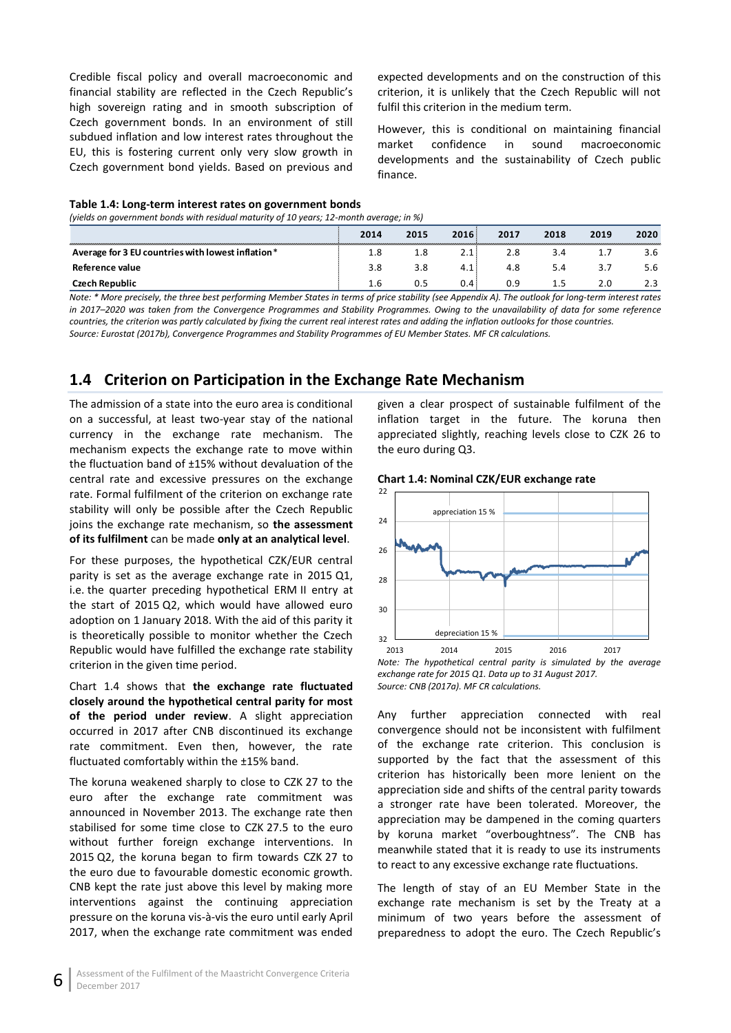Credible fiscal policy and overall macroeconomic and financial stability are reflected in the Czech Republic's high sovereign rating and in smooth subscription of Czech government bonds. In an environment of still subdued inflation and low interest rates throughout the EU, this is fostering current only very slow growth in Czech government bond yields. Based on previous and expected developments and on the construction of this criterion, it is unlikely that the Czech Republic will not fulfil this criterion in the medium term.

However, this is conditional on maintaining financial market confidence in sound macroeconomic developments and the sustainability of Czech public finance.

**Table 1.4: Long-term interest rates on government bonds**

*(yields on government bonds with residual maturity of 10 years; 12-month average; in %)*

| | 2014 | 2015 | 2016 | 2017 | 2018 | 2019 | 2020 |
|---|---|---|---|---|---|---|---|
| **Average for 3 EU countries with lowest inflation*** | 1.8 | 1.8 | 2.1 | 2.8 | 3.4 | 1.7 | 3.6 |
| **Reference value** | 3.8 | 3.8 | 4.1 | 4.8 | 5.4 | 3.7 | 5.6 |
| **Czech Republic** | 1.6 | 0.5 | 0.4 | 0.9 | 1.5 | 2.0 | 2.3 |

*Note: * More precisely, the three best performing Member States in terms of price stability (see Appendix A). The outlook for long-term interest rates in 2017–2020 was taken from the Convergence Programmes and Stability Programmes. Owing to the unavailability of data for some reference countries, the criterion was partly calculated by fixing the current real interest rates and adding the inflation outlooks for those countries.*
*Source: Eurostat (2017b), Convergence Programmes and Stability Programmes of EU Member States. MF CR calculations.*

## 1.4 Criterion on Participation in the Exchange Rate Mechanism

The admission of a state into the euro area is conditional on a successful, at least two-year stay of the national currency in the exchange rate mechanism. The mechanism expects the exchange rate to move within the fluctuation band of ±15% without devaluation of the central rate and excessive pressures on the exchange rate. Formal fulfilment of the criterion on exchange rate stability will only be possible after the Czech Republic joins the exchange rate mechanism, so **the assessment of its fulfilment** can be made **only at an analytical level**.

For these purposes, the hypothetical CZK/EUR central parity is set as the average exchange rate in 2015 Q1, i.e. the quarter preceding hypothetical ERM II entry at the start of 2015 Q2, which would have allowed euro adoption on 1 January 2018. With the aid of this parity it is theoretically possible to monitor whether the Czech Republic would have fulfilled the exchange rate stability criterion in the given time period.

Chart 1.4 shows that **the exchange rate fluctuated closely around the hypothetical central parity for most of the period under review**. A slight appreciation occurred in 2017 after CNB discontinued its exchange rate commitment. Even then, however, the rate fluctuated comfortably within the ±15% band.

The koruna weakened sharply to close to CZK 27 to the euro after the exchange rate commitment was announced in November 2013. The exchange rate then stabilised for some time close to CZK 27.5 to the euro without further foreign exchange interventions. In 2015 Q2, the koruna began to firm towards CZK 27 to the euro due to favourable domestic economic growth. CNB kept the rate just above this level by making more interventions against the continuing appreciation pressure on the koruna vis-à-vis the euro until early April 2017, when the exchange rate commitment was ended given a clear prospect of sustainable fulfilment of the inflation target in the future. The koruna then appreciated slightly, reaching levels close to CZK 26 to the euro during Q3.

**Chart 1.4: Nominal CZK/EUR exchange rate**

*Note: The hypothetical central parity is simulated by the average exchange rate for 2015 Q1. Data up to 31 August 2017.*
*Source: CNB (2017a). MF CR calculations.*

Any further appreciation connected with real convergence should not be inconsistent with fulfilment of the exchange rate criterion. This conclusion is supported by the fact that the assessment of this criterion has historically been more lenient on the appreciation side and shifts of the central parity towards a stronger rate have been tolerated. Moreover, the appreciation may be dampened in the coming quarters by koruna market "overboughtness". The CNB has meanwhile stated that it is ready to use its instruments to react to any excessive exchange rate fluctuations.

The length of stay of an EU Member State in the exchange rate mechanism is set by the Treaty at a minimum of two years before the assessment of preparedness to adopt the euro. The Czech Republic's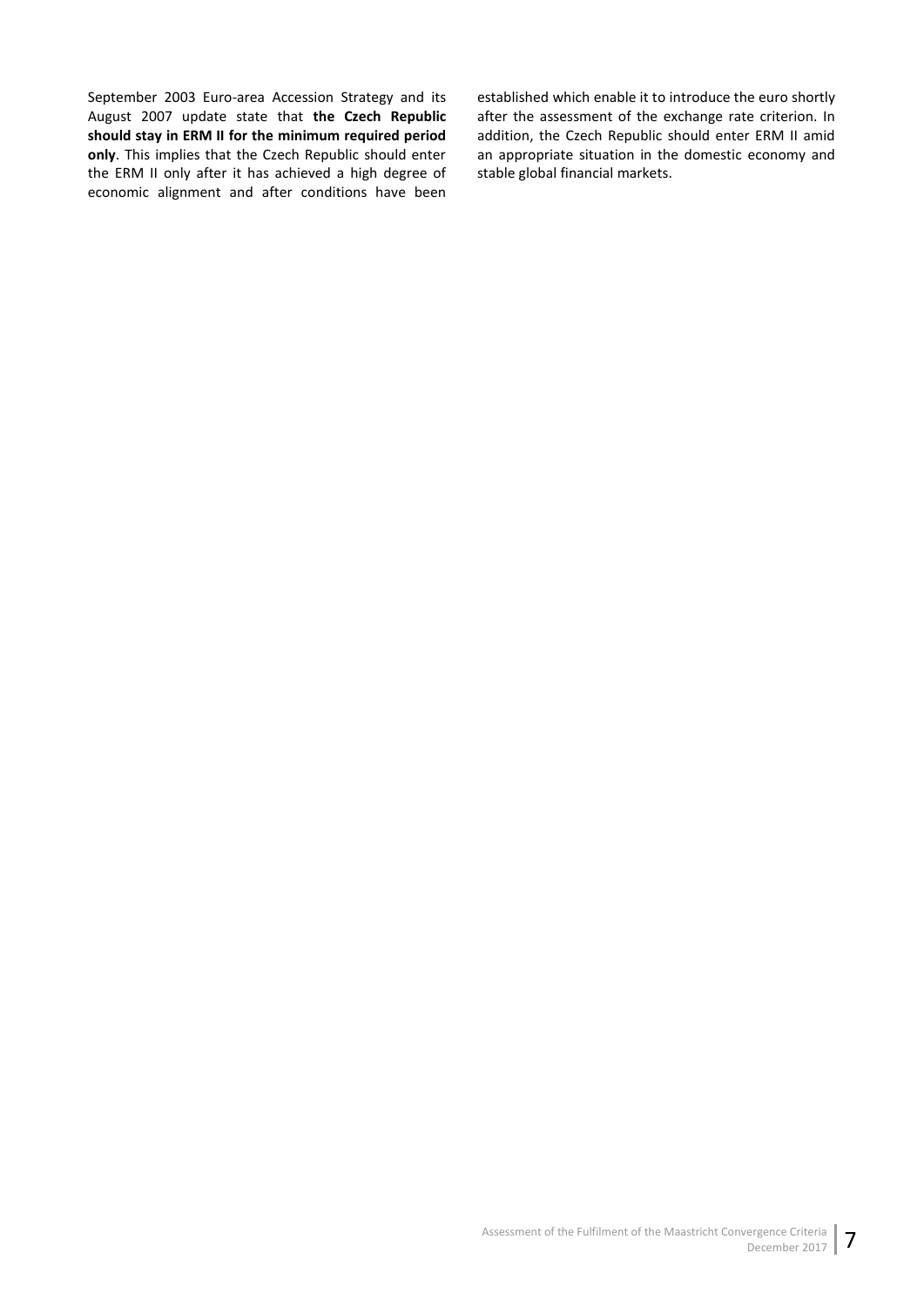September 2003 Euro-area Accession Strategy and its August 2007 update state that **the Czech Republic should stay in ERM II for the minimum required period only**. This implies that the Czech Republic should enter the ERM II only after it has achieved a high degree of economic alignment and after conditions have been established which enable it to introduce the euro shortly after the assessment of the exchange rate criterion. In addition, the Czech Republic should enter ERM II amid an appropriate situation in the domestic economy and stable global financial markets.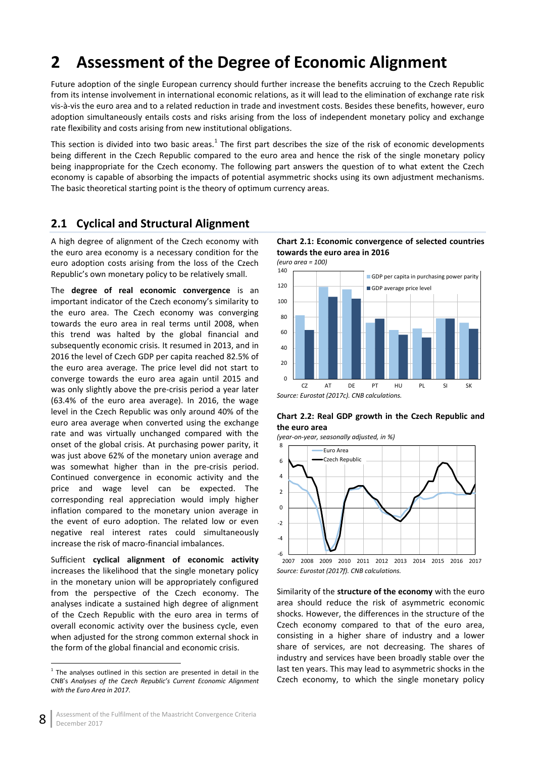# 2 Assessment of the Degree of Economic Alignment

Future adoption of the single European currency should further increase the benefits accruing to the Czech Republic from its intense involvement in international economic relations, as it will lead to the elimination of exchange rate risk vis-à-vis the euro area and to a related reduction in trade and investment costs. Besides these benefits, however, euro adoption simultaneously entails costs and risks arising from the loss of independent monetary policy and exchange rate flexibility and costs arising from new institutional obligations.

This section is divided into two basic areas.[1] The first part describes the size of the risk of economic developments being different in the Czech Republic compared to the euro area and hence the risk of the single monetary policy being inappropriate for the Czech economy. The following part answers the question of to what extent the Czech economy is capable of absorbing the impacts of potential asymmetric shocks using its own adjustment mechanisms. The basic theoretical starting point is the theory of optimum currency areas.

## 2.1 Cyclical and Structural Alignment

A high degree of alignment of the Czech economy with the euro area economy is a necessary condition for the euro adoption costs arising from the loss of the Czech Republic's own monetary policy to be relatively small.

The **degree of real economic convergence** is an important indicator of the Czech economy's similarity to the euro area. The Czech economy was converging towards the euro area in real terms until 2008, when this trend was halted by the global financial and subsequently economic crisis. It resumed in 2013, and in 2016 the level of Czech GDP per capita reached 82.5% of the euro area average. The price level did not start to converge towards the euro area again until 2015 and was only slightly above the pre-crisis period a year later (63.4% of the euro area average). In 2016, the wage level in the Czech Republic was only around 40% of the euro area average when converted using the exchange rate and was virtually unchanged compared with the onset of the global crisis. At purchasing power parity, it was just above 62% of the monetary union average and was somewhat higher than in the pre-crisis period. Continued convergence in economic activity and the price and wage level can be expected. The corresponding real appreciation would imply higher inflation compared to the monetary union average in the event of euro adoption. The related low or even negative real interest rates could simultaneously increase the risk of macro-financial imbalances.

Sufficient **cyclical alignment of economic activity** increases the likelihood that the single monetary policy in the monetary union will be appropriately configured from the perspective of the Czech economy. The analyses indicate a sustained high degree of alignment of the Czech Republic with the euro area in terms of overall economic activity over the business cycle, even when adjusted for the strong common external shock in the form of the global financial and economic crisis.

**Chart 2.1: Economic convergence of selected countries towards the euro area in 2016**
*(euro area = 100)*

*Source: Eurostat (2017c). CNB calculations.*

**Chart 2.2: Real GDP growth in the Czech Republic and the euro area**
*(year-on-year, seasonally adjusted, in %)*

*Source: Eurostat (2017f). CNB calculations.*

Similarity of the **structure of the economy** with the euro area should reduce the risk of asymmetric economic shocks. However, the differences in the structure of the Czech economy compared to that of the euro area, consisting in a higher share of industry and a lower share of services, are not decreasing. The shares of industry and services have been broadly stable over the last ten years. This may lead to asymmetric shocks in the Czech economy, to which the single monetary policy

[1] The analyses outlined in this section are presented in detail in the CNB's *Analyses of the Czech Republic's Current Economic Alignment with the Euro Area in 2017*.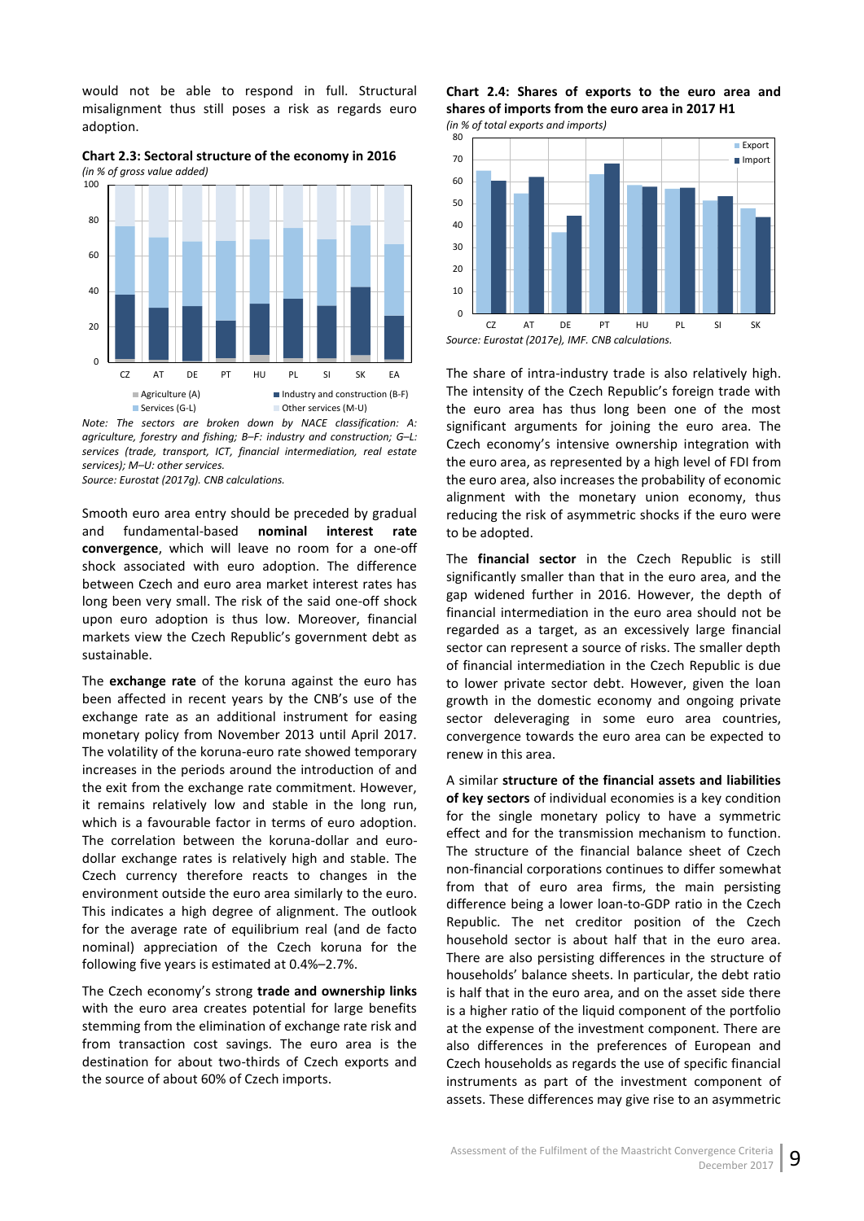would not be able to respond in full. Structural misalignment thus still poses a risk as regards euro adoption.

**Chart 2.3: Sectoral structure of the economy in 2016**
*(in % of gross value added)*

*Note: The sectors are broken down by NACE classification: A: agriculture, forestry and fishing; B–F: industry and construction; G–L: services (trade, transport, ICT, financial intermediation, real estate services); M–U: other services.*
*Source: Eurostat (2017g). CNB calculations.*

Smooth euro area entry should be preceded by gradual and fundamental-based **nominal interest rate convergence**, which will leave no room for a one-off shock associated with euro adoption. The difference between Czech and euro area market interest rates has long been very small. The risk of the said one-off shock upon euro adoption is thus low. Moreover, financial markets view the Czech Republic's government debt as sustainable.

The **exchange rate** of the koruna against the euro has been affected in recent years by the CNB's use of the exchange rate as an additional instrument for easing monetary policy from November 2013 until April 2017. The volatility of the koruna-euro rate showed temporary increases in the periods around the introduction of and the exit from the exchange rate commitment. However, it remains relatively low and stable in the long run, which is a favourable factor in terms of euro adoption. The correlation between the koruna-dollar and euro-dollar exchange rates is relatively high and stable. The Czech currency therefore reacts to changes in the environment outside the euro area similarly to the euro. This indicates a high degree of alignment. The outlook for the average rate of equilibrium real (and de facto nominal) appreciation of the Czech koruna for the following five years is estimated at 0.4%–2.7%.

The Czech economy's strong **trade and ownership links** with the euro area creates potential for large benefits stemming from the elimination of exchange rate risk and from transaction cost savings. The euro area is the destination for about two-thirds of Czech exports and the source of about 60% of Czech imports.

**Chart 2.4: Shares of exports to the euro area and shares of imports from the euro area in 2017 H1**
*(in % of total exports and imports)*

*Source: Eurostat (2017e), IMF. CNB calculations.*

The share of intra-industry trade is also relatively high. The intensity of the Czech Republic's foreign trade with the euro area has thus long been one of the most significant arguments for joining the euro area. The Czech economy's intensive ownership integration with the euro area, as represented by a high level of FDI from the euro area, also increases the probability of economic alignment with the monetary union economy, thus reducing the risk of asymmetric shocks if the euro were to be adopted.

The **financial sector** in the Czech Republic is still significantly smaller than that in the euro area, and the gap widened further in 2016. However, the depth of financial intermediation in the euro area should not be regarded as a target, as an excessively large financial sector can represent a source of risks. The smaller depth of financial intermediation in the Czech Republic is due to lower private sector debt. However, given the loan growth in the domestic economy and ongoing private sector deleveraging in some euro area countries, convergence towards the euro area can be expected to renew in this area.

A similar **structure of the financial assets and liabilities of key sectors** of individual economies is a key condition for the single monetary policy to have a symmetric effect and for the transmission mechanism to function. The structure of the financial balance sheet of Czech non-financial corporations continues to differ somewhat from that of euro area firms, the main persisting difference being a lower loan-to-GDP ratio in the Czech Republic. The net creditor position of the Czech household sector is about half that in the euro area. There are also persisting differences in the structure of households' balance sheets. In particular, the debt ratio is half that in the euro area, and on the asset side there is a higher ratio of the liquid component of the portfolio at the expense of the investment component. There are also differences in the preferences of European and Czech households as regards the use of specific financial instruments as part of the investment component of assets. These differences may give rise to an asymmetric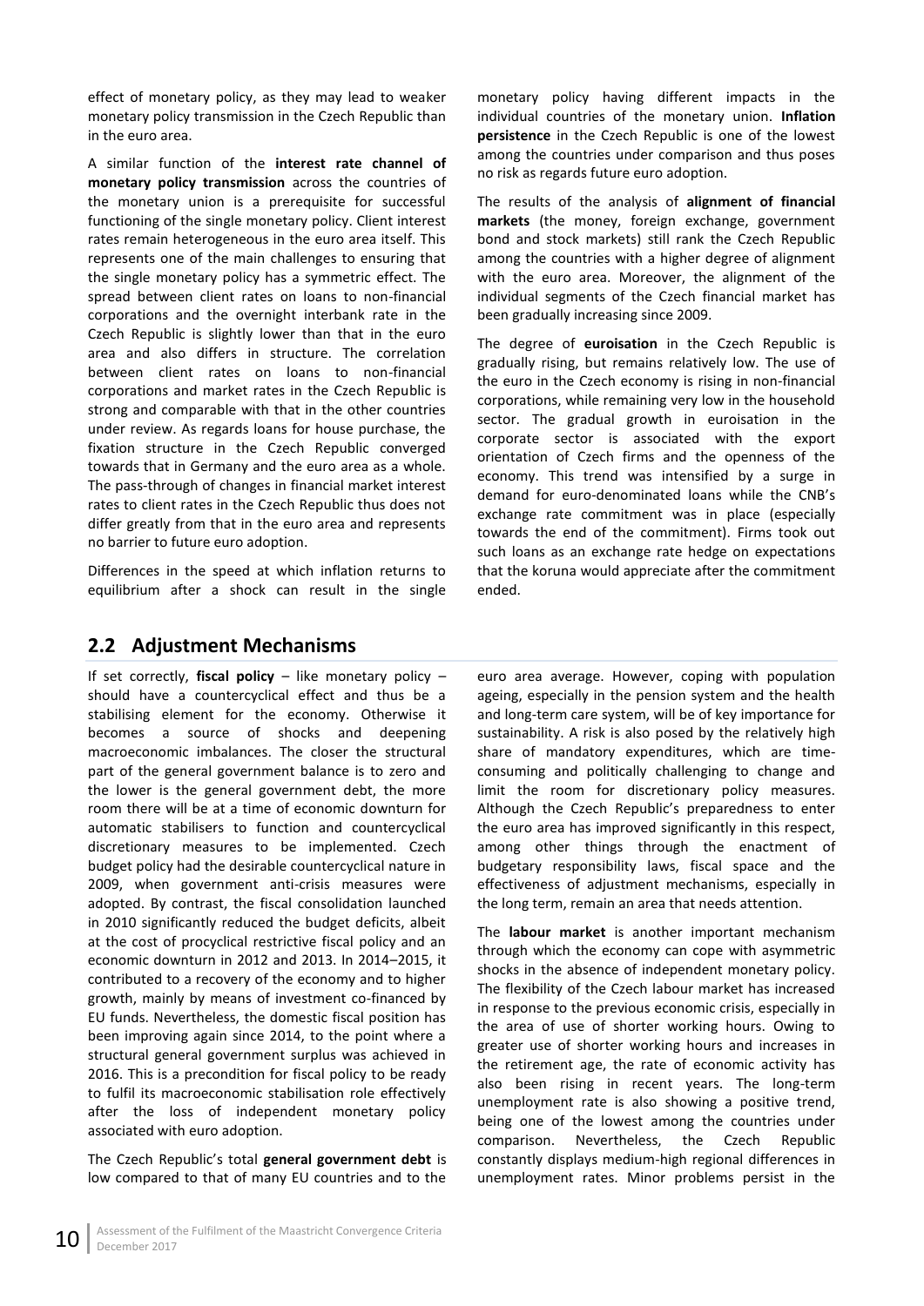effect of monetary policy, as they may lead to weaker monetary policy transmission in the Czech Republic than in the euro area.

A similar function of the **interest rate channel of monetary policy transmission** across the countries of the monetary union is a prerequisite for successful functioning of the single monetary policy. Client interest rates remain heterogeneous in the euro area itself. This represents one of the main challenges to ensuring that the single monetary policy has a symmetric effect. The spread between client rates on loans to non-financial corporations and the overnight interbank rate in the Czech Republic is slightly lower than that in the euro area and also differs in structure. The correlation between client rates on loans to non-financial corporations and market rates in the Czech Republic is strong and comparable with that in the other countries under review. As regards loans for house purchase, the fixation structure in the Czech Republic converged towards that in Germany and the euro area as a whole. The pass-through of changes in financial market interest rates to client rates in the Czech Republic thus does not differ greatly from that in the euro area and represents no barrier to future euro adoption.

Differences in the speed at which inflation returns to equilibrium after a shock can result in the single monetary policy having different impacts in the individual countries of the monetary union. **Inflation persistence** in the Czech Republic is one of the lowest among the countries under comparison and thus poses no risk as regards future euro adoption.

The results of the analysis of **alignment of financial markets** (the money, foreign exchange, government bond and stock markets) still rank the Czech Republic among the countries with a higher degree of alignment with the euro area. Moreover, the alignment of the individual segments of the Czech financial market has been gradually increasing since 2009.

The degree of **euroisation** in the Czech Republic is gradually rising, but remains relatively low. The use of the euro in the Czech economy is rising in non-financial corporations, while remaining very low in the household sector. The gradual growth in euroisation in the corporate sector is associated with the export orientation of Czech firms and the openness of the economy. This trend was intensified by a surge in demand for euro-denominated loans while the CNB's exchange rate commitment was in place (especially towards the end of the commitment). Firms took out such loans as an exchange rate hedge on expectations that the koruna would appreciate after the commitment ended.

## 2.2 Adjustment Mechanisms

If set correctly, **fiscal policy** – like monetary policy – should have a countercyclical effect and thus be a stabilising element for the economy. Otherwise it becomes a source of shocks and deepening macroeconomic imbalances. The closer the structural part of the general government balance is to zero and the lower is the general government debt, the more room there will be at a time of economic downturn for automatic stabilisers to function and countercyclical discretionary measures to be implemented. Czech budget policy had the desirable countercyclical nature in 2009, when government anti-crisis measures were adopted. By contrast, the fiscal consolidation launched in 2010 significantly reduced the budget deficits, albeit at the cost of procyclical restrictive fiscal policy and an economic downturn in 2012 and 2013. In 2014–2015, it contributed to a recovery of the economy and to higher growth, mainly by means of investment co-financed by EU funds. Nevertheless, the domestic fiscal position has been improving again since 2014, to the point where a structural general government surplus was achieved in 2016. This is a precondition for fiscal policy to be ready to fulfil its macroeconomic stabilisation role effectively after the loss of independent monetary policy associated with euro adoption.

The Czech Republic's total **general government debt** is low compared to that of many EU countries and to the euro area average. However, coping with population ageing, especially in the pension system and the health and long-term care system, will be of key importance for sustainability. A risk is also posed by the relatively high share of mandatory expenditures, which are time-consuming and politically challenging to change and limit the room for discretionary policy measures. Although the Czech Republic's preparedness to enter the euro area has improved significantly in this respect, among other things through the enactment of budgetary responsibility laws, fiscal space and the effectiveness of adjustment mechanisms, especially in the long term, remain an area that needs attention.

The **labour market** is another important mechanism through which the economy can cope with asymmetric shocks in the absence of independent monetary policy. The flexibility of the Czech labour market has increased in response to the previous economic crisis, especially in the area of use of shorter working hours. Owing to greater use of shorter working hours and increases in the retirement age, the rate of economic activity has also been rising in recent years. The long-term unemployment rate is also showing a positive trend, being one of the lowest among the countries under comparison. Nevertheless, the Czech Republic constantly displays medium-high regional differences in unemployment rates. Minor problems persist in the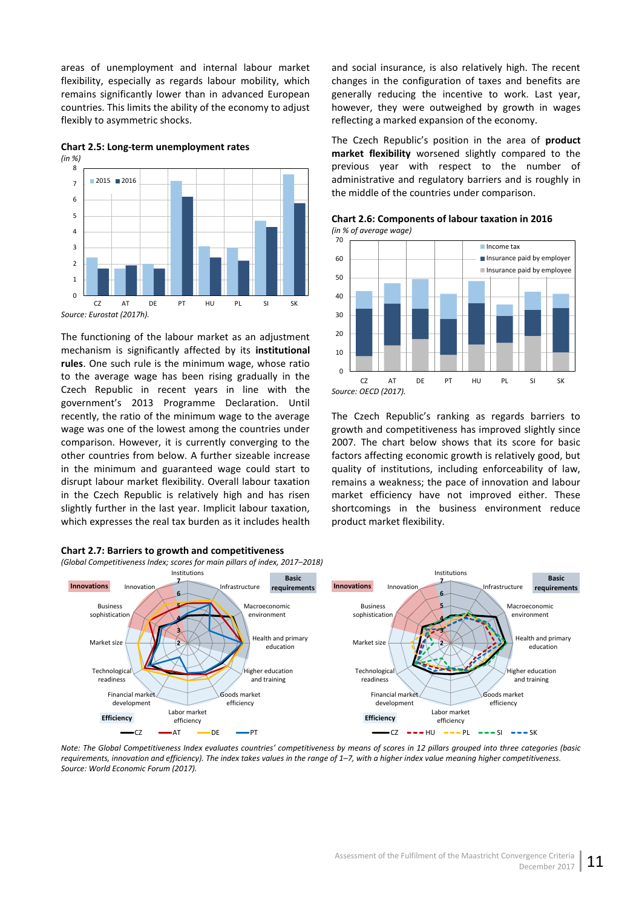areas of unemployment and internal labour market flexibility, especially as regards labour mobility, which remains significantly lower than in advanced European countries. This limits the ability of the economy to adjust flexibly to asymmetric shocks.

**Chart 2.5: Long-term unemployment rates**

*(in %)*

*Source: Eurostat (2017h).*

The functioning of the labour market as an adjustment mechanism is significantly affected by its **institutional rules**. One such rule is the minimum wage, whose ratio to the average wage has been rising gradually in the Czech Republic in recent years in line with the government's 2013 Programme Declaration. Until recently, the ratio of the minimum wage to the average wage was one of the lowest among the countries under comparison. However, it is currently converging to the other countries from below. A further sizeable increase in the minimum and guaranteed wage could start to disrupt labour market flexibility. Overall labour taxation in the Czech Republic is relatively high and has risen slightly further in the last year. Implicit labour taxation, which expresses the real tax burden as it includes health and social insurance, is also relatively high. The recent changes in the configuration of taxes and benefits are generally reducing the incentive to work. Last year, however, they were outweighed by growth in wages reflecting a marked expansion of the economy.

The Czech Republic's position in the area of **product market flexibility** worsened slightly compared to the previous year with respect to the number of administrative and regulatory barriers and is roughly in the middle of the countries under comparison.

**Chart 2.6: Components of labour taxation in 2016**

*(in % of average wage)*

*Source: OECD (2017).*

The Czech Republic's ranking as regards barriers to growth and competitiveness has improved slightly since 2007. The chart below shows that its score for basic factors affecting economic growth is relatively good, but quality of institutions, including enforceability of law, remains a weakness; the pace of innovation and labour market efficiency have not improved either. These shortcomings in the business environment reduce product market flexibility.

**Chart 2.7: Barriers to growth and competitiveness**

*(Global Competitiveness Index; scores for main pillars of index, 2017–2018)*

*Note: The Global Competitiveness Index evaluates countries' competitiveness by means of scores in 12 pillars grouped into three categories (basic requirements, innovation and efficiency). The index takes values in the range of 1–7, with a higher index value meaning higher competitiveness.*
*Source: World Economic Forum (2017).*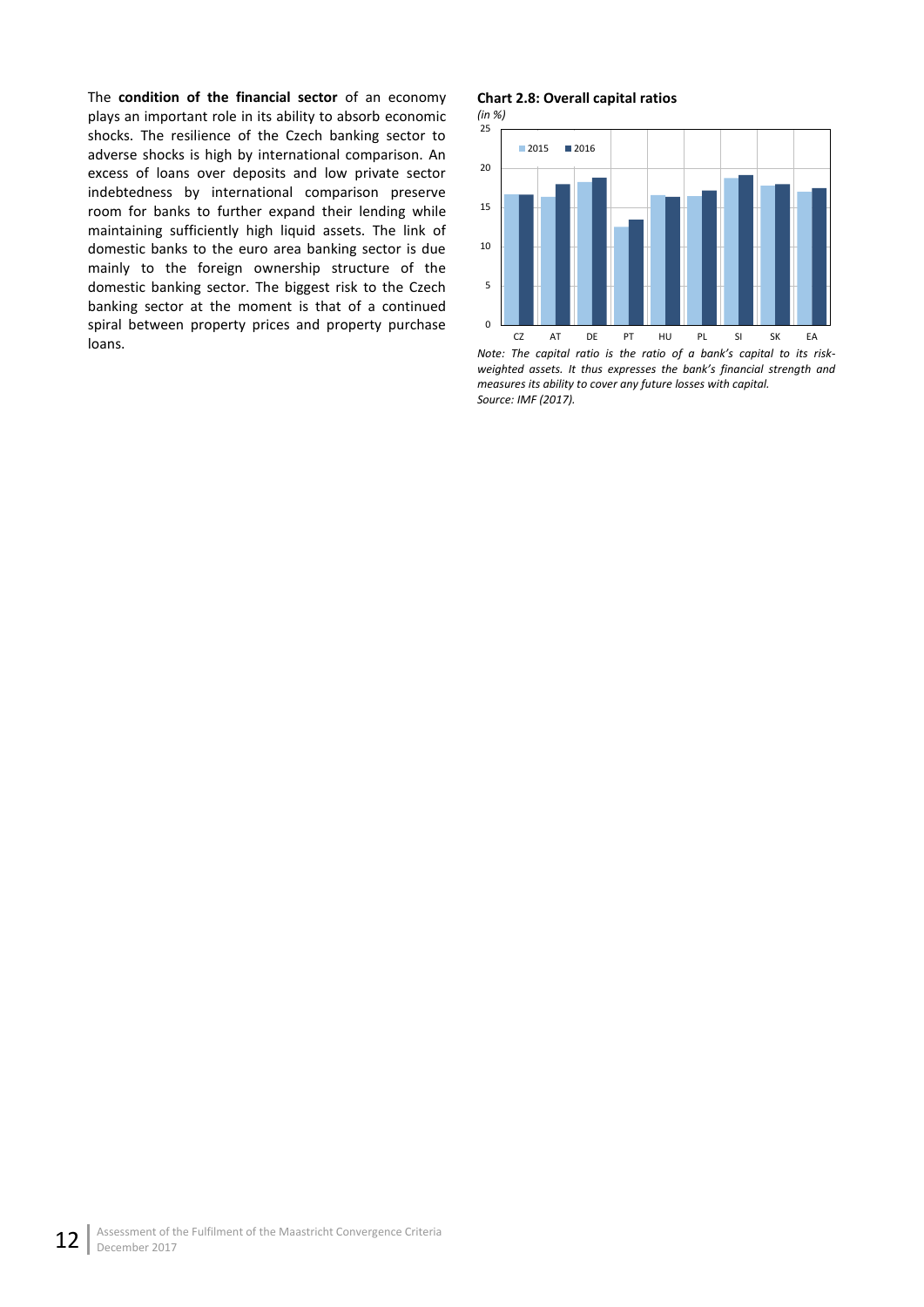The **condition of the financial sector** of an economy plays an important role in its ability to absorb economic shocks. The resilience of the Czech banking sector to adverse shocks is high by international comparison. An excess of loans over deposits and low private sector indebtedness by international comparison preserve room for banks to further expand their lending while maintaining sufficiently high liquid assets. The link of domestic banks to the euro area banking sector is due mainly to the foreign ownership structure of the domestic banking sector. The biggest risk to the Czech banking sector at the moment is that of a continued spiral between property prices and property purchase loans.

**Chart 2.8: Overall capital ratios**

*(in %)*

*Note: The capital ratio is the ratio of a bank's capital to its risk-weighted assets. It thus expresses the bank's financial strength and measures its ability to cover any future losses with capital.*
*Source: IMF (2017).*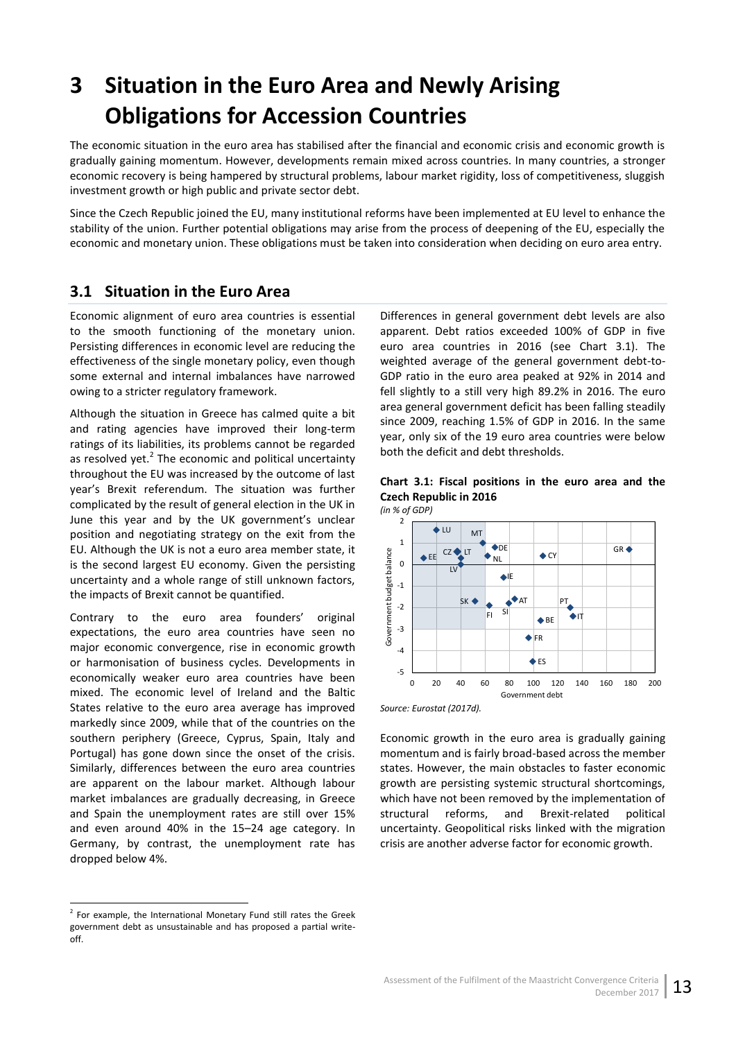# 3 Situation in the Euro Area and Newly Arising Obligations for Accession Countries

The economic situation in the euro area has stabilised after the financial and economic crisis and economic growth is gradually gaining momentum. However, developments remain mixed across countries. In many countries, a stronger economic recovery is being hampered by structural problems, labour market rigidity, loss of competitiveness, sluggish investment growth or high public and private sector debt.

Since the Czech Republic joined the EU, many institutional reforms have been implemented at EU level to enhance the stability of the union. Further potential obligations may arise from the process of deepening of the EU, especially the economic and monetary union. These obligations must be taken into consideration when deciding on euro area entry.

## 3.1 Situation in the Euro Area

Economic alignment of euro area countries is essential to the smooth functioning of the monetary union. Persisting differences in economic level are reducing the effectiveness of the single monetary policy, even though some external and internal imbalances have narrowed owing to a stricter regulatory framework.

Although the situation in Greece has calmed quite a bit and rating agencies have improved their long-term ratings of its liabilities, its problems cannot be regarded as resolved yet.[2] The economic and political uncertainty throughout the EU was increased by the outcome of last year's Brexit referendum. The situation was further complicated by the result of general election in the UK in June this year and by the UK government's unclear position and negotiating strategy on the exit from the EU. Although the UK is not a euro area member state, it is the second largest EU economy. Given the persisting uncertainty and a whole range of still unknown factors, the impacts of Brexit cannot be quantified.

Contrary to the euro area founders' original expectations, the euro area countries have seen no major economic convergence, rise in economic growth or harmonisation of business cycles. Developments in economically weaker euro area countries have been mixed. The economic level of Ireland and the Baltic States relative to the euro area average has improved markedly since 2009, while that of the countries on the southern periphery (Greece, Cyprus, Spain, Italy and Portugal) has gone down since the onset of the crisis. Similarly, differences between the euro area countries are apparent on the labour market. Although labour market imbalances are gradually decreasing, in Greece and Spain the unemployment rates are still over 15% and even around 40% in the 15–24 age category. In Germany, by contrast, the unemployment rate has dropped below 4%.

Differences in general government debt levels are also apparent. Debt ratios exceeded 100% of GDP in five euro area countries in 2016 (see Chart 3.1). The weighted average of the general government debt-to-GDP ratio in the euro area peaked at 92% in 2014 and fell slightly to a still very high 89.2% in 2016. The euro area general government deficit has been falling steadily since 2009, reaching 1.5% of GDP in 2016. In the same year, only six of the 19 euro area countries were below both the deficit and debt thresholds.

**Chart 3.1: Fiscal positions in the euro area and the Czech Republic in 2016**
*(in % of GDP)*

*Source: Eurostat (2017d).*

Economic growth in the euro area is gradually gaining momentum and is fairly broad-based across the member states. However, the main obstacles to faster economic growth are persisting systemic structural shortcomings, which have not been removed by the implementation of structural reforms, and Brexit-related political uncertainty. Geopolitical risks linked with the migration crisis are another adverse factor for economic growth.

[2] For example, the International Monetary Fund still rates the Greek government debt as unsustainable and has proposed a partial write-off.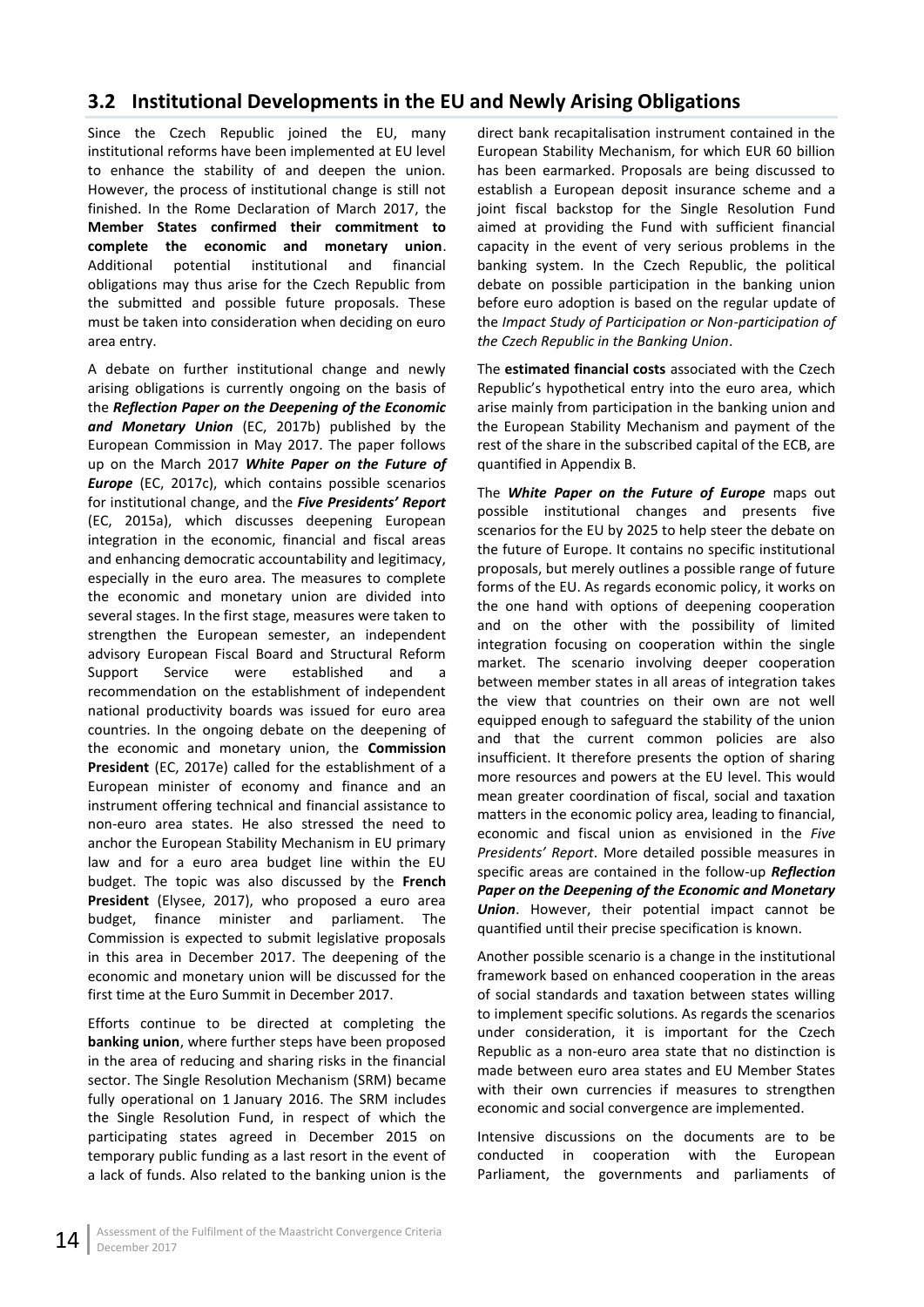## 3.2 Institutional Developments in the EU and Newly Arising Obligations

Since the Czech Republic joined the EU, many institutional reforms have been implemented at EU level to enhance the stability of and deepen the union. However, the process of institutional change is still not finished. In the Rome Declaration of March 2017, the **Member States confirmed their commitment to complete the economic and monetary union**. Additional potential institutional and financial obligations may thus arise for the Czech Republic from the submitted and possible future proposals. These must be taken into consideration when deciding on euro area entry.

A debate on further institutional change and newly arising obligations is currently ongoing on the basis of the ***Reflection Paper on the Deepening of the Economic and Monetary Union*** (EC, 2017b) published by the European Commission in May 2017. The paper follows up on the March 2017 ***White Paper on the Future of Europe*** (EC, 2017c), which contains possible scenarios for institutional change, and the ***Five Presidents' Report*** (EC, 2015a), which discusses deepening European integration in the economic, financial and fiscal areas and enhancing democratic accountability and legitimacy, especially in the euro area. The measures to complete the economic and monetary union are divided into several stages. In the first stage, measures were taken to strengthen the European semester, an independent advisory European Fiscal Board and Structural Reform Support Service were established and a recommendation on the establishment of independent national productivity boards was issued for euro area countries. In the ongoing debate on the deepening of the economic and monetary union, the **Commission President** (EC, 2017e) called for the establishment of a European minister of economy and finance and an instrument offering technical and financial assistance to non-euro area states. He also stressed the need to anchor the European Stability Mechanism in EU primary law and for a euro area budget line within the EU budget. The topic was also discussed by the **French President** (Elysee, 2017), who proposed a euro area budget, finance minister and parliament. The Commission is expected to submit legislative proposals in this area in December 2017. The deepening of the economic and monetary union will be discussed for the first time at the Euro Summit in December 2017.

Efforts continue to be directed at completing the **banking union**, where further steps have been proposed in the area of reducing and sharing risks in the financial sector. The Single Resolution Mechanism (SRM) became fully operational on 1 January 2016. The SRM includes the Single Resolution Fund, in respect of which the participating states agreed in December 2015 on temporary public funding as a last resort in the event of a lack of funds. Also related to the banking union is the direct bank recapitalisation instrument contained in the European Stability Mechanism, for which EUR 60 billion has been earmarked. Proposals are being discussed to establish a European deposit insurance scheme and a joint fiscal backstop for the Single Resolution Fund aimed at providing the Fund with sufficient financial capacity in the event of very serious problems in the banking system. In the Czech Republic, the political debate on possible participation in the banking union before euro adoption is based on the regular update of the *Impact Study of Participation or Non-participation of the Czech Republic in the Banking Union*.

The **estimated financial costs** associated with the Czech Republic's hypothetical entry into the euro area, which arise mainly from participation in the banking union and the European Stability Mechanism and payment of the rest of the share in the subscribed capital of the ECB, are quantified in Appendix B.

The ***White Paper on the Future of Europe*** maps out possible institutional changes and presents five scenarios for the EU by 2025 to help steer the debate on the future of Europe. It contains no specific institutional proposals, but merely outlines a possible range of future forms of the EU. As regards economic policy, it works on the one hand with options of deepening cooperation and on the other with the possibility of limited integration focusing on cooperation within the single market. The scenario involving deeper cooperation between member states in all areas of integration takes the view that countries on their own are not well equipped enough to safeguard the stability of the union and that the current common policies are also insufficient. It therefore presents the option of sharing more resources and powers at the EU level. This would mean greater coordination of fiscal, social and taxation matters in the economic policy area, leading to financial, economic and fiscal union as envisioned in the *Five Presidents' Report*. More detailed possible measures in specific areas are contained in the follow-up ***Reflection Paper on the Deepening of the Economic and Monetary Union***. However, their potential impact cannot be quantified until their precise specification is known.

Another possible scenario is a change in the institutional framework based on enhanced cooperation in the areas of social standards and taxation between states willing to implement specific solutions. As regards the scenarios under consideration, it is important for the Czech Republic as a non-euro area state that no distinction is made between euro area states and EU Member States with their own currencies if measures to strengthen economic and social convergence are implemented.

Intensive discussions on the documents are to be conducted in cooperation with the European Parliament, the governments and parliaments of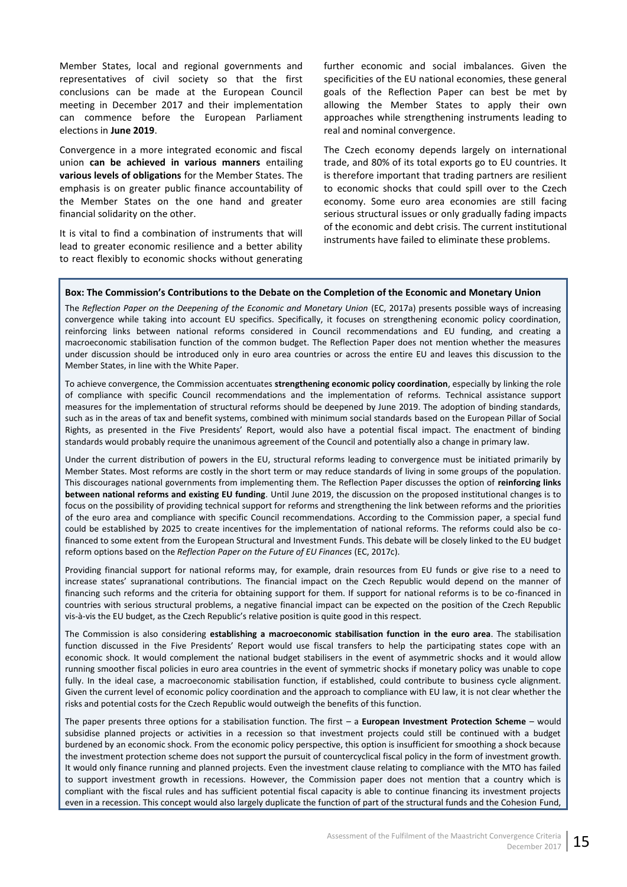Member States, local and regional governments and representatives of civil society so that the first conclusions can be made at the European Council meeting in December 2017 and their implementation can commence before the European Parliament elections in **June 2019**.

Convergence in a more integrated economic and fiscal union **can be achieved in various manners** entailing **various levels of obligations** for the Member States. The emphasis is on greater public finance accountability of the Member States on the one hand and greater financial solidarity on the other.

It is vital to find a combination of instruments that will lead to greater economic resilience and a better ability to react flexibly to economic shocks without generating further economic and social imbalances. Given the specificities of the EU national economies, these general goals of the Reflection Paper can best be met by allowing the Member States to apply their own approaches while strengthening instruments leading to real and nominal convergence.

The Czech economy depends largely on international trade, and 80% of its total exports go to EU countries. It is therefore important that trading partners are resilient to economic shocks that could spill over to the Czech economy. Some euro area economies are still facing serious structural issues or only gradually fading impacts of the economic and debt crisis. The current institutional instruments have failed to eliminate these problems.

**Box: The Commission's Contributions to the Debate on the Completion of the Economic and Monetary Union**

The *Reflection Paper on the Deepening of the Economic and Monetary Union* (EC, 2017a) presents possible ways of increasing convergence while taking into account EU specifics. Specifically, it focuses on strengthening economic policy coordination, reinforcing links between national reforms considered in Council recommendations and EU funding, and creating a macroeconomic stabilisation function of the common budget. The Reflection Paper does not mention whether the measures under discussion should be introduced only in euro area countries or across the entire EU and leaves this discussion to the Member States, in line with the White Paper.

To achieve convergence, the Commission accentuates **strengthening economic policy coordination**, especially by linking the role of compliance with specific Council recommendations and the implementation of reforms. Technical assistance support measures for the implementation of structural reforms should be deepened by June 2019. The adoption of binding standards, such as in the areas of tax and benefit systems, combined with minimum social standards based on the European Pillar of Social Rights, as presented in the Five Presidents' Report, would also have a potential fiscal impact. The enactment of binding standards would probably require the unanimous agreement of the Council and potentially also a change in primary law.

Under the current distribution of powers in the EU, structural reforms leading to convergence must be initiated primarily by Member States. Most reforms are costly in the short term or may reduce standards of living in some groups of the population. This discourages national governments from implementing them. The Reflection Paper discusses the option of **reinforcing links between national reforms and existing EU funding**. Until June 2019, the discussion on the proposed institutional changes is to focus on the possibility of providing technical support for reforms and strengthening the link between reforms and the priorities of the euro area and compliance with specific Council recommendations. According to the Commission paper, a special fund could be established by 2025 to create incentives for the implementation of national reforms. The reforms could also be co-financed to some extent from the European Structural and Investment Funds. This debate will be closely linked to the EU budget reform options based on the *Reflection Paper on the Future of EU Finances* (EC, 2017c).

Providing financial support for national reforms may, for example, drain resources from EU funds or give rise to a need to increase states' supranational contributions. The financial impact on the Czech Republic would depend on the manner of financing such reforms and the criteria for obtaining support for them. If support for national reforms is to be co-financed in countries with serious structural problems, a negative financial impact can be expected on the position of the Czech Republic vis-à-vis the EU budget, as the Czech Republic's relative position is quite good in this respect.

The Commission is also considering **establishing a macroeconomic stabilisation function in the euro area**. The stabilisation function discussed in the Five Presidents' Report would use fiscal transfers to help the participating states cope with an economic shock. It would complement the national budget stabilisers in the event of asymmetric shocks and it would allow running smoother fiscal policies in euro area countries in the event of symmetric shocks if monetary policy was unable to cope fully. In the ideal case, a macroeconomic stabilisation function, if established, could contribute to business cycle alignment. Given the current level of economic policy coordination and the approach to compliance with EU law, it is not clear whether the risks and potential costs for the Czech Republic would outweigh the benefits of this function.

The paper presents three options for a stabilisation function. The first – a **European Investment Protection Scheme** – would subsidise planned projects or activities in a recession so that investment projects could still be continued with a budget burdened by an economic shock. From the economic policy perspective, this option is insufficient for smoothing a shock because the investment protection scheme does not support the pursuit of countercyclical fiscal policy in the form of investment growth. It would only finance running and planned projects. Even the investment clause relating to compliance with the MTO has failed to support investment growth in recessions. However, the Commission paper does not mention that a country which is compliant with the fiscal rules and has sufficient potential fiscal capacity is able to continue financing its investment projects even in a recession. This concept would also largely duplicate the function of part of the structural funds and the Cohesion Fund,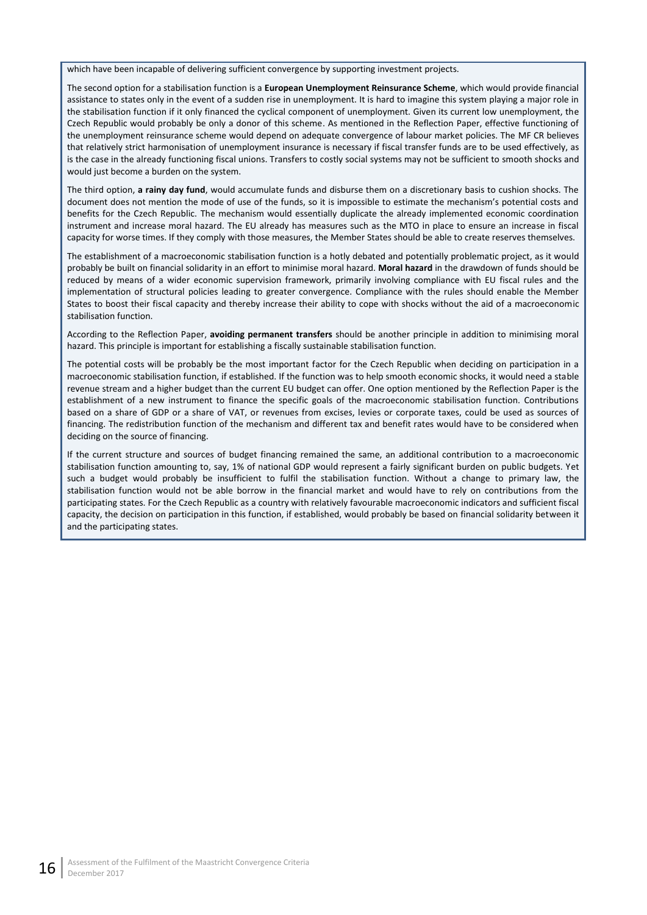which have been incapable of delivering sufficient convergence by supporting investment projects.

The second option for a stabilisation function is a **European Unemployment Reinsurance Scheme**, which would provide financial assistance to states only in the event of a sudden rise in unemployment. It is hard to imagine this system playing a major role in the stabilisation function if it only financed the cyclical component of unemployment. Given its current low unemployment, the Czech Republic would probably be only a donor of this scheme. As mentioned in the Reflection Paper, effective functioning of the unemployment reinsurance scheme would depend on adequate convergence of labour market policies. The MF CR believes that relatively strict harmonisation of unemployment insurance is necessary if fiscal transfer funds are to be used effectively, as is the case in the already functioning fiscal unions. Transfers to costly social systems may not be sufficient to smooth shocks and would just become a burden on the system.

The third option, **a rainy day fund**, would accumulate funds and disburse them on a discretionary basis to cushion shocks. The document does not mention the mode of use of the funds, so it is impossible to estimate the mechanism's potential costs and benefits for the Czech Republic. The mechanism would essentially duplicate the already implemented economic coordination instrument and increase moral hazard. The EU already has measures such as the MTO in place to ensure an increase in fiscal capacity for worse times. If they comply with those measures, the Member States should be able to create reserves themselves.

The establishment of a macroeconomic stabilisation function is a hotly debated and potentially problematic project, as it would probably be built on financial solidarity in an effort to minimise moral hazard. **Moral hazard** in the drawdown of funds should be reduced by means of a wider economic supervision framework, primarily involving compliance with EU fiscal rules and the implementation of structural policies leading to greater convergence. Compliance with the rules should enable the Member States to boost their fiscal capacity and thereby increase their ability to cope with shocks without the aid of a macroeconomic stabilisation function.

According to the Reflection Paper, **avoiding permanent transfers** should be another principle in addition to minimising moral hazard. This principle is important for establishing a fiscally sustainable stabilisation function.

The potential costs will be probably be the most important factor for the Czech Republic when deciding on participation in a macroeconomic stabilisation function, if established. If the function was to help smooth economic shocks, it would need a stable revenue stream and a higher budget than the current EU budget can offer. One option mentioned by the Reflection Paper is the establishment of a new instrument to finance the specific goals of the macroeconomic stabilisation function. Contributions based on a share of GDP or a share of VAT, or revenues from excises, levies or corporate taxes, could be used as sources of financing. The redistribution function of the mechanism and different tax and benefit rates would have to be considered when deciding on the source of financing.

If the current structure and sources of budget financing remained the same, an additional contribution to a macroeconomic stabilisation function amounting to, say, 1% of national GDP would represent a fairly significant burden on public budgets. Yet such a budget would probably be insufficient to fulfil the stabilisation function. Without a change to primary law, the stabilisation function would not be able borrow in the financial market and would have to rely on contributions from the participating states. For the Czech Republic as a country with relatively favourable macroeconomic indicators and sufficient fiscal capacity, the decision on participation in this function, if established, would probably be based on financial solidarity between it and the participating states.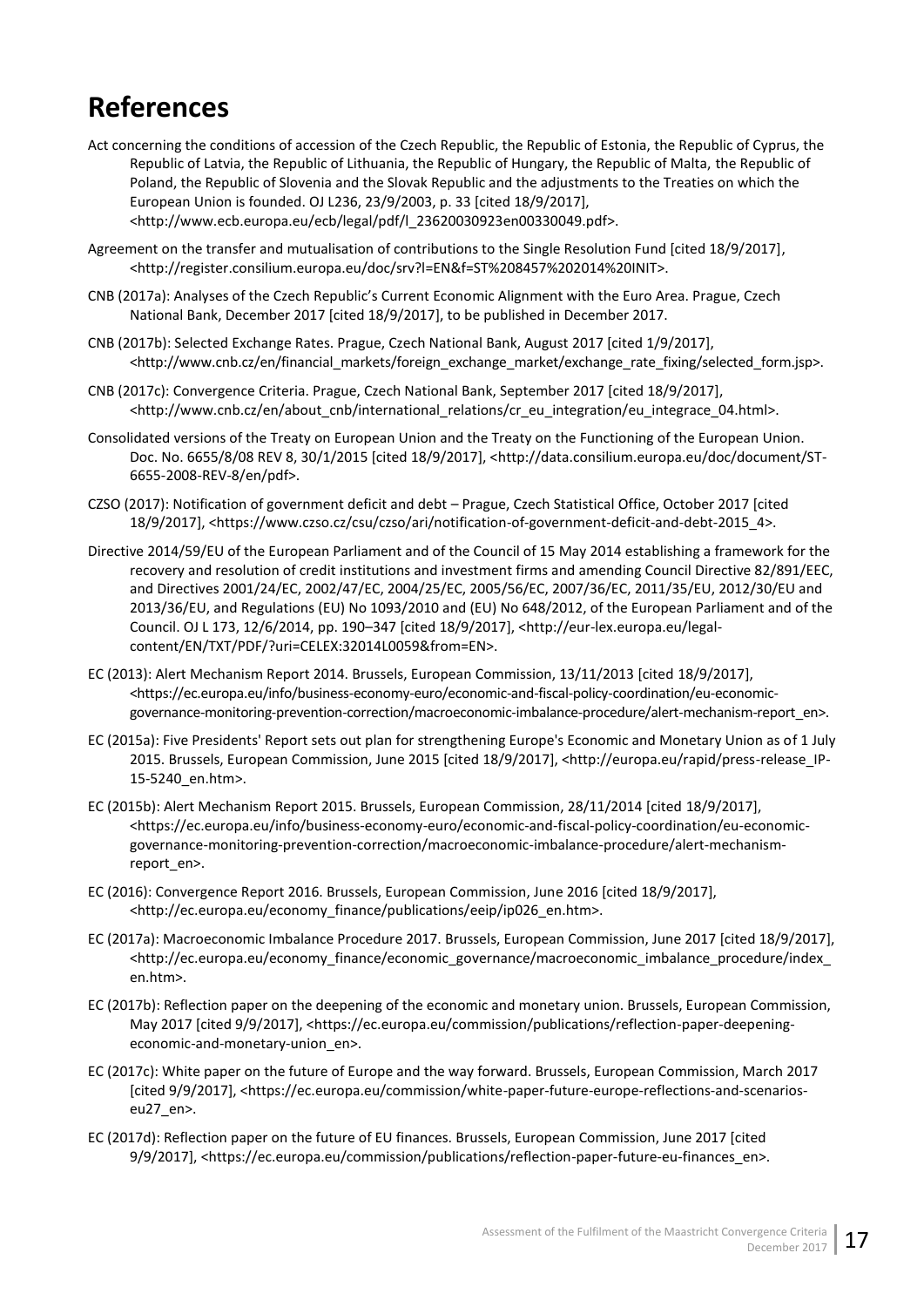# References

Act concerning the conditions of accession of the Czech Republic, the Republic of Estonia, the Republic of Cyprus, the Republic of Latvia, the Republic of Lithuania, the Republic of Hungary, the Republic of Malta, the Republic of Poland, the Republic of Slovenia and the Slovak Republic and the adjustments to the Treaties on which the European Union is founded. OJ L236, 23/9/2003, p. 33 [cited 18/9/2017], <http://www.ecb.europa.eu/ecb/legal/pdf/l_23620030923en00330049.pdf>.

Agreement on the transfer and mutualisation of contributions to the Single Resolution Fund [cited 18/9/2017], <http://register.consilium.europa.eu/doc/srv?l=EN&f=ST%208457%202014%20INIT>.

CNB (2017a): Analyses of the Czech Republic's Current Economic Alignment with the Euro Area. Prague, Czech National Bank, December 2017 [cited 18/9/2017], to be published in December 2017.

CNB (2017b): Selected Exchange Rates. Prague, Czech National Bank, August 2017 [cited 1/9/2017], <http://www.cnb.cz/en/financial_markets/foreign_exchange_market/exchange_rate_fixing/selected_form.jsp>.

CNB (2017c): Convergence Criteria. Prague, Czech National Bank, September 2017 [cited 18/9/2017], <http://www.cnb.cz/en/about_cnb/international_relations/cr_eu_integration/eu_integrace_04.html>.

Consolidated versions of the Treaty on European Union and the Treaty on the Functioning of the European Union. Doc. No. 6655/8/08 REV 8, 30/1/2015 [cited 18/9/2017], <http://data.consilium.europa.eu/doc/document/ST-6655-2008-REV-8/en/pdf>.

CZSO (2017): Notification of government deficit and debt – Prague, Czech Statistical Office, October 2017 [cited 18/9/2017], <https://www.czso.cz/csu/czso/ari/notification-of-government-deficit-and-debt-2015_4>.

Directive 2014/59/EU of the European Parliament and of the Council of 15 May 2014 establishing a framework for the recovery and resolution of credit institutions and investment firms and amending Council Directive 82/891/EEC, and Directives 2001/24/EC, 2002/47/EC, 2004/25/EC, 2005/56/EC, 2007/36/EC, 2011/35/EU, 2012/30/EU and 2013/36/EU, and Regulations (EU) No 1093/2010 and (EU) No 648/2012, of the European Parliament and of the Council. OJ L 173, 12/6/2014, pp. 190–347 [cited 18/9/2017], <http://eur-lex.europa.eu/legal-content/EN/TXT/PDF/?uri=CELEX:32014L0059&from=EN>.

EC (2013): Alert Mechanism Report 2014. Brussels, European Commission, 13/11/2013 [cited 18/9/2017], <https://ec.europa.eu/info/business-economy-euro/economic-and-fiscal-policy-coordination/eu-economic-governance-monitoring-prevention-correction/macroeconomic-imbalance-procedure/alert-mechanism-report_en>.

EC (2015a): Five Presidents' Report sets out plan for strengthening Europe's Economic and Monetary Union as of 1 July 2015. Brussels, European Commission, June 2015 [cited 18/9/2017], <http://europa.eu/rapid/press-release_IP-15-5240_en.htm>.

EC (2015b): Alert Mechanism Report 2015. Brussels, European Commission, 28/11/2014 [cited 18/9/2017], <https://ec.europa.eu/info/business-economy-euro/economic-and-fiscal-policy-coordination/eu-economic-governance-monitoring-prevention-correction/macroeconomic-imbalance-procedure/alert-mechanism-report_en>.

EC (2016): Convergence Report 2016. Brussels, European Commission, June 2016 [cited 18/9/2017], <http://ec.europa.eu/economy_finance/publications/eeip/ip026_en.htm>.

EC (2017a): Macroeconomic Imbalance Procedure 2017. Brussels, European Commission, June 2017 [cited 18/9/2017], <http://ec.europa.eu/economy_finance/economic_governance/macroeconomic_imbalance_procedure/index_en.htm>.

EC (2017b): Reflection paper on the deepening of the economic and monetary union. Brussels, European Commission, May 2017 [cited 9/9/2017], <https://ec.europa.eu/commission/publications/reflection-paper-deepening-economic-and-monetary-union_en>.

EC (2017c): White paper on the future of Europe and the way forward. Brussels, European Commission, March 2017 [cited 9/9/2017], <https://ec.europa.eu/commission/white-paper-future-europe-reflections-and-scenarios-eu27_en>.

EC (2017d): Reflection paper on the future of EU finances. Brussels, European Commission, June 2017 [cited 9/9/2017], <https://ec.europa.eu/commission/publications/reflection-paper-future-eu-finances_en>.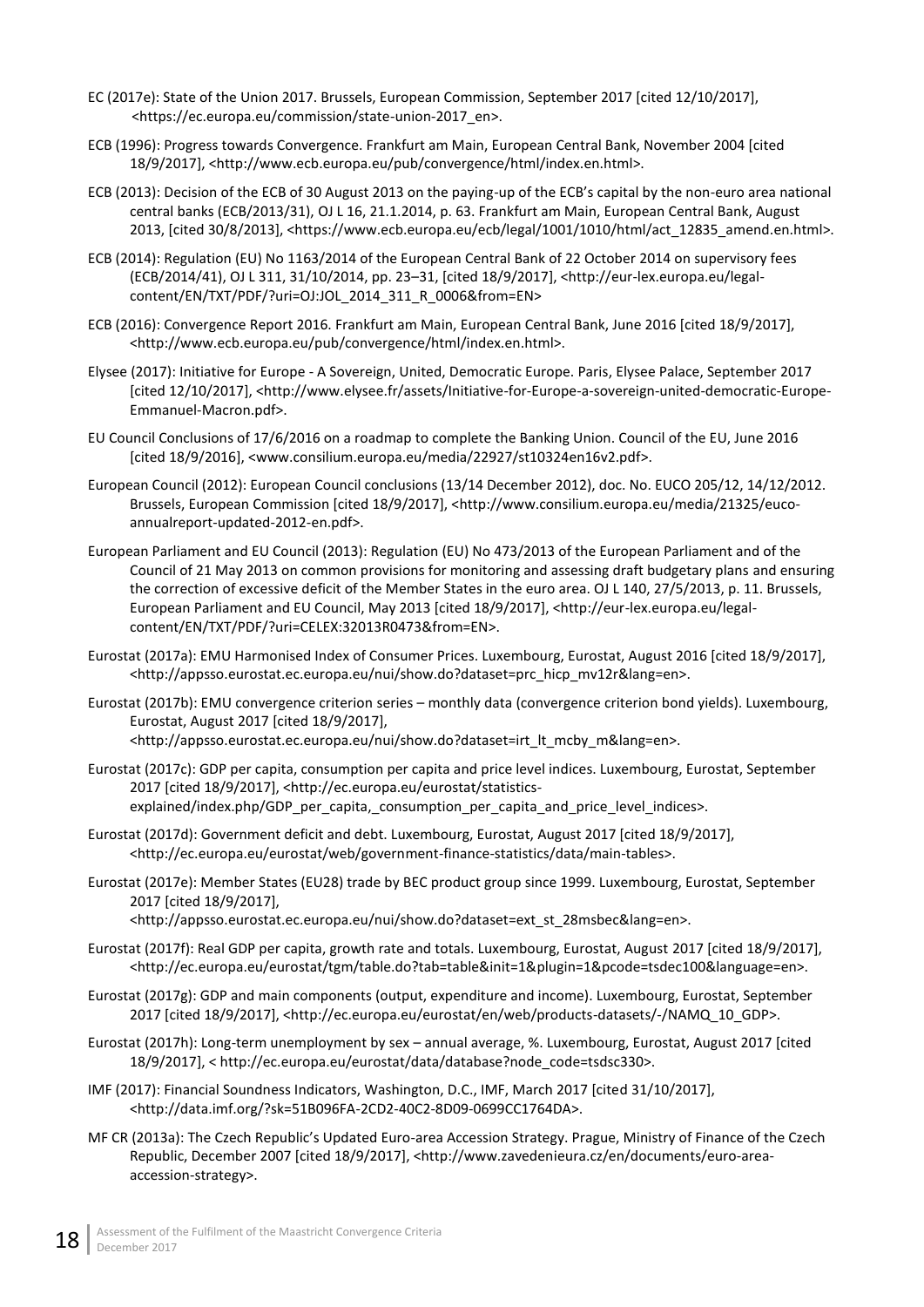EC (2017e): State of the Union 2017. Brussels, European Commission, September 2017 [cited 12/10/2017], <https://ec.europa.eu/commission/state-union-2017_en>.

ECB (1996): Progress towards Convergence. Frankfurt am Main, European Central Bank, November 2004 [cited 18/9/2017], <http://www.ecb.europa.eu/pub/convergence/html/index.en.html>.

ECB (2013): Decision of the ECB of 30 August 2013 on the paying-up of the ECB's capital by the non-euro area national central banks (ECB/2013/31), OJ L 16, 21.1.2014, p. 63. Frankfurt am Main, European Central Bank, August 2013, [cited 30/8/2013], <https://www.ecb.europa.eu/ecb/legal/1001/1010/html/act_12835_amend.en.html>.

ECB (2014): Regulation (EU) No 1163/2014 of the European Central Bank of 22 October 2014 on supervisory fees (ECB/2014/41), OJ L 311, 31/10/2014, pp. 23–31, [cited 18/9/2017], <http://eur-lex.europa.eu/legal-content/EN/TXT/PDF/?uri=OJ:JOL_2014_311_R_0006&from=EN>

ECB (2016): Convergence Report 2016. Frankfurt am Main, European Central Bank, June 2016 [cited 18/9/2017], <http://www.ecb.europa.eu/pub/convergence/html/index.en.html>.

Elysee (2017): Initiative for Europe - A Sovereign, United, Democratic Europe. Paris, Elysee Palace, September 2017 [cited 12/10/2017], <http://www.elysee.fr/assets/Initiative-for-Europe-a-sovereign-united-democratic-Europe-Emmanuel-Macron.pdf>.

EU Council Conclusions of 17/6/2016 on a roadmap to complete the Banking Union. Council of the EU, June 2016 [cited 18/9/2016], <www.consilium.europa.eu/media/22927/st10324en16v2.pdf>.

European Council (2012): European Council conclusions (13/14 December 2012), doc. No. EUCO 205/12, 14/12/2012. Brussels, European Commission [cited 18/9/2017], <http://www.consilium.europa.eu/media/21325/euco-annualreport-updated-2012-en.pdf>.

European Parliament and EU Council (2013): Regulation (EU) No 473/2013 of the European Parliament and of the Council of 21 May 2013 on common provisions for monitoring and assessing draft budgetary plans and ensuring the correction of excessive deficit of the Member States in the euro area. OJ L 140, 27/5/2013, p. 11. Brussels, European Parliament and EU Council, May 2013 [cited 18/9/2017], <http://eur-lex.europa.eu/legal-content/EN/TXT/PDF/?uri=CELEX:32013R0473&from=EN>.

Eurostat (2017a): EMU Harmonised Index of Consumer Prices. Luxembourg, Eurostat, August 2016 [cited 18/9/2017], <http://appsso.eurostat.ec.europa.eu/nui/show.do?dataset=prc_hicp_mv12r&lang=en>.

Eurostat (2017b): EMU convergence criterion series – monthly data (convergence criterion bond yields). Luxembourg, Eurostat, August 2017 [cited 18/9/2017], <http://appsso.eurostat.ec.europa.eu/nui/show.do?dataset=irt_lt_mcby_m&lang=en>.

Eurostat (2017c): GDP per capita, consumption per capita and price level indices. Luxembourg, Eurostat, September 2017 [cited 18/9/2017], <http://ec.europa.eu/eurostat/statistics-explained/index.php/GDP_per_capita,_consumption_per_capita_and_price_level_indices>.

Eurostat (2017d): Government deficit and debt. Luxembourg, Eurostat, August 2017 [cited 18/9/2017], <http://ec.europa.eu/eurostat/web/government-finance-statistics/data/main-tables>.

Eurostat (2017e): Member States (EU28) trade by BEC product group since 1999. Luxembourg, Eurostat, September 2017 [cited 18/9/2017], <http://appsso.eurostat.ec.europa.eu/nui/show.do?dataset=ext_st_28msbec&lang=en>.

Eurostat (2017f): Real GDP per capita, growth rate and totals. Luxembourg, Eurostat, August 2017 [cited 18/9/2017], <http://ec.europa.eu/eurostat/tgm/table.do?tab=table&init=1&plugin=1&pcode=tsdec100&language=en>.

Eurostat (2017g): GDP and main components (output, expenditure and income). Luxembourg, Eurostat, September 2017 [cited 18/9/2017], <http://ec.europa.eu/eurostat/en/web/products-datasets/-/NAMQ_10_GDP>.

Eurostat (2017h): Long-term unemployment by sex – annual average, %. Luxembourg, Eurostat, August 2017 [cited 18/9/2017], < http://ec.europa.eu/eurostat/data/database?node_code=tsdsc330>.

IMF (2017): Financial Soundness Indicators, Washington, D.C., IMF, March 2017 [cited 31/10/2017], <http://data.imf.org/?sk=51B096FA-2CD2-40C2-8D09-0699CC1764DA>.

MF CR (2013a): The Czech Republic's Updated Euro-area Accession Strategy. Prague, Ministry of Finance of the Czech Republic, December 2007 [cited 18/9/2017], <http://www.zavedenieura.cz/en/documents/euro-area-accession-strategy>.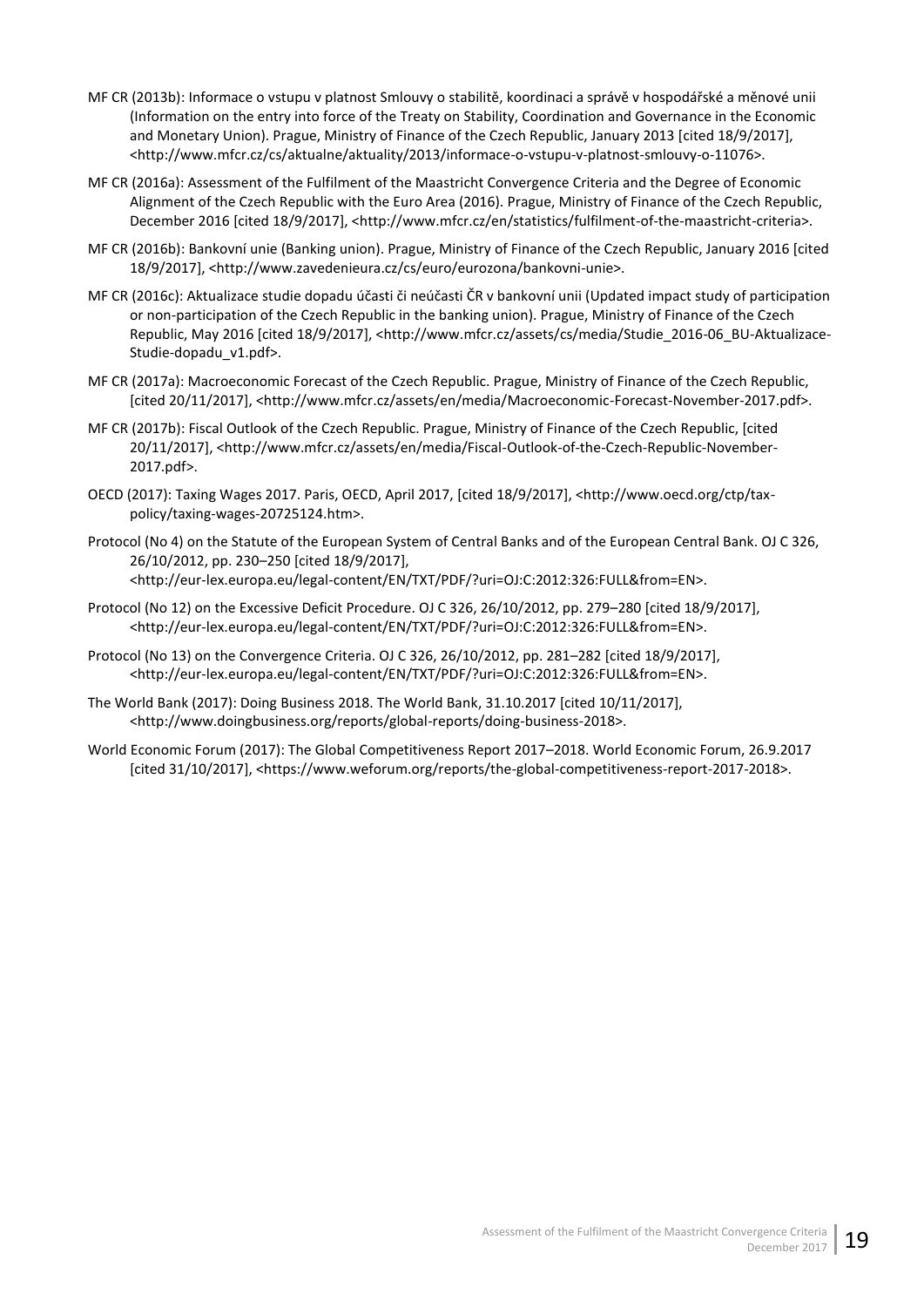MF CR (2013b): Informace o vstupu v platnost Smlouvy o stabilitě, koordinaci a správě v hospodářské a měnové unii (Information on the entry into force of the Treaty on Stability, Coordination and Governance in the Economic and Monetary Union). Prague, Ministry of Finance of the Czech Republic, January 2013 [cited 18/9/2017], <http://www.mfcr.cz/cs/aktualne/aktuality/2013/informace-o-vstupu-v-platnost-smlouvy-o-11076>.

MF CR (2016a): Assessment of the Fulfilment of the Maastricht Convergence Criteria and the Degree of Economic Alignment of the Czech Republic with the Euro Area (2016). Prague, Ministry of Finance of the Czech Republic, December 2016 [cited 18/9/2017], <http://www.mfcr.cz/en/statistics/fulfilment-of-the-maastricht-criteria>.

MF CR (2016b): Bankovní unie (Banking union). Prague, Ministry of Finance of the Czech Republic, January 2016 [cited 18/9/2017], <http://www.zavedenieura.cz/cs/euro/eurozona/bankovni-unie>.

MF CR (2016c): Aktualizace studie dopadu účasti či neúčasti ČR v bankovní unii (Updated impact study of participation or non-participation of the Czech Republic in the banking union). Prague, Ministry of Finance of the Czech Republic, May 2016 [cited 18/9/2017], <http://www.mfcr.cz/assets/cs/media/Studie_2016-06_BU-Aktualizace-Studie-dopadu_v1.pdf>.

MF CR (2017a): Macroeconomic Forecast of the Czech Republic. Prague, Ministry of Finance of the Czech Republic, [cited 20/11/2017], <http://www.mfcr.cz/assets/en/media/Macroeconomic-Forecast-November-2017.pdf>.

MF CR (2017b): Fiscal Outlook of the Czech Republic. Prague, Ministry of Finance of the Czech Republic, [cited 20/11/2017], <http://www.mfcr.cz/assets/en/media/Fiscal-Outlook-of-the-Czech-Republic-November-2017.pdf>.

OECD (2017): Taxing Wages 2017. Paris, OECD, April 2017, [cited 18/9/2017], <http://www.oecd.org/ctp/tax-policy/taxing-wages-20725124.htm>.

Protocol (No 4) on the Statute of the European System of Central Banks and of the European Central Bank. OJ C 326, 26/10/2012, pp. 230–250 [cited 18/9/2017], <http://eur-lex.europa.eu/legal-content/EN/TXT/PDF/?uri=OJ:C:2012:326:FULL&from=EN>.

Protocol (No 12) on the Excessive Deficit Procedure. OJ C 326, 26/10/2012, pp. 279–280 [cited 18/9/2017], <http://eur-lex.europa.eu/legal-content/EN/TXT/PDF/?uri=OJ:C:2012:326:FULL&from=EN>.

Protocol (No 13) on the Convergence Criteria. OJ C 326, 26/10/2012, pp. 281–282 [cited 18/9/2017], <http://eur-lex.europa.eu/legal-content/EN/TXT/PDF/?uri=OJ:C:2012:326:FULL&from=EN>.

The World Bank (2017): Doing Business 2018. The World Bank, 31.10.2017 [cited 10/11/2017], <http://www.doingbusiness.org/reports/global-reports/doing-business-2018>.

World Economic Forum (2017): The Global Competitiveness Report 2017–2018. World Economic Forum, 26.9.2017 [cited 31/10/2017], <https://www.weforum.org/reports/the-global-competitiveness-report-2017-2018>.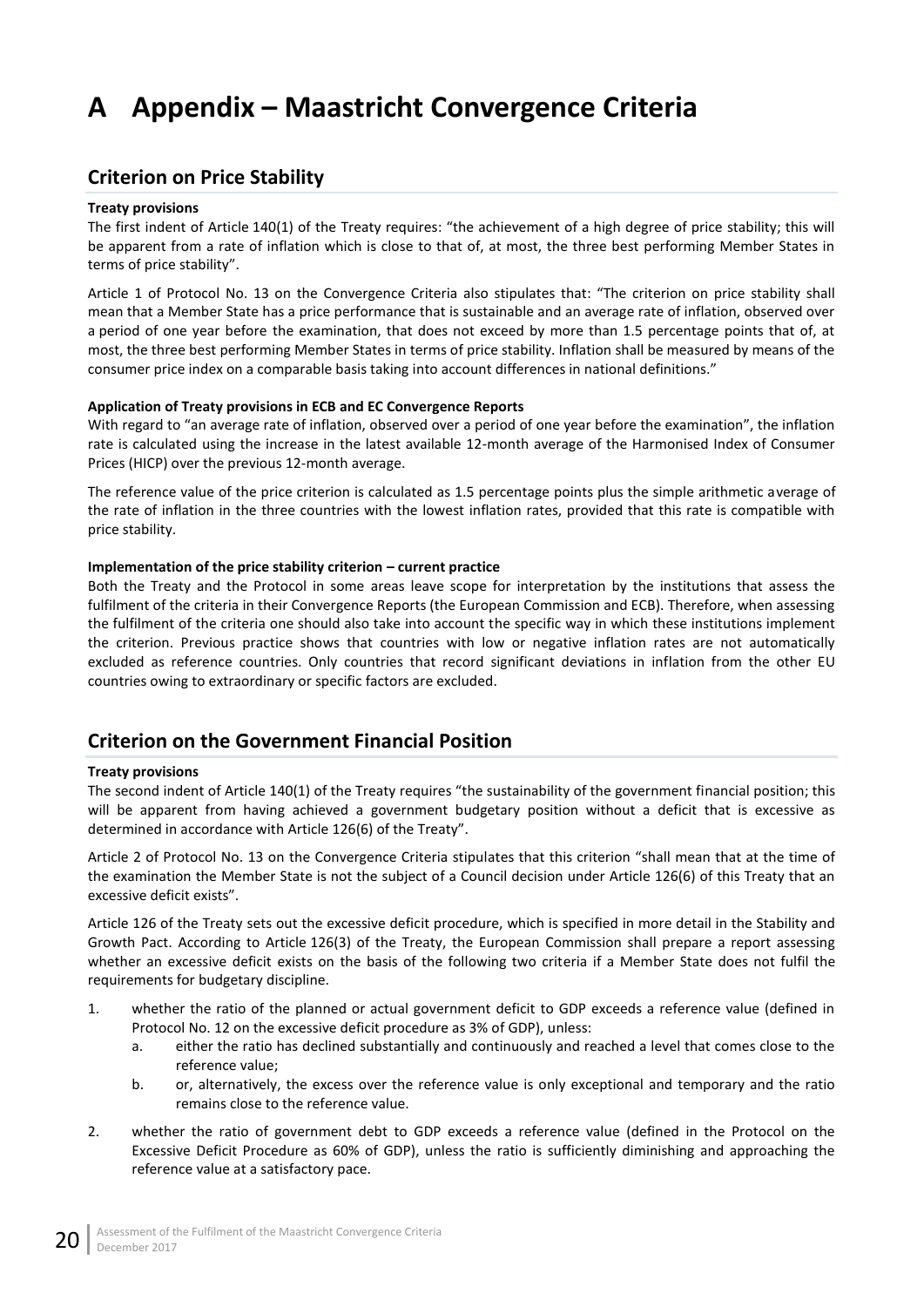# A Appendix – Maastricht Convergence Criteria

## Criterion on Price Stability

**Treaty provisions**

The first indent of Article 140(1) of the Treaty requires: "the achievement of a high degree of price stability; this will be apparent from a rate of inflation which is close to that of, at most, the three best performing Member States in terms of price stability".

Article 1 of Protocol No. 13 on the Convergence Criteria also stipulates that: "The criterion on price stability shall mean that a Member State has a price performance that is sustainable and an average rate of inflation, observed over a period of one year before the examination, that does not exceed by more than 1.5 percentage points that of, at most, the three best performing Member States in terms of price stability. Inflation shall be measured by means of the consumer price index on a comparable basis taking into account differences in national definitions."

**Application of Treaty provisions in ECB and EC Convergence Reports**

With regard to "an average rate of inflation, observed over a period of one year before the examination", the inflation rate is calculated using the increase in the latest available 12-month average of the Harmonised Index of Consumer Prices (HICP) over the previous 12-month average.

The reference value of the price criterion is calculated as 1.5 percentage points plus the simple arithmetic average of the rate of inflation in the three countries with the lowest inflation rates, provided that this rate is compatible with price stability.

**Implementation of the price stability criterion – current practice**

Both the Treaty and the Protocol in some areas leave scope for interpretation by the institutions that assess the fulfilment of the criteria in their Convergence Reports (the European Commission and ECB). Therefore, when assessing the fulfilment of the criteria one should also take into account the specific way in which these institutions implement the criterion. Previous practice shows that countries with low or negative inflation rates are not automatically excluded as reference countries. Only countries that record significant deviations in inflation from the other EU countries owing to extraordinary or specific factors are excluded.

## Criterion on the Government Financial Position

**Treaty provisions**

The second indent of Article 140(1) of the Treaty requires "the sustainability of the government financial position; this will be apparent from having achieved a government budgetary position without a deficit that is excessive as determined in accordance with Article 126(6) of the Treaty".

Article 2 of Protocol No. 13 on the Convergence Criteria stipulates that this criterion "shall mean that at the time of the examination the Member State is not the subject of a Council decision under Article 126(6) of this Treaty that an excessive deficit exists".

Article 126 of the Treaty sets out the excessive deficit procedure, which is specified in more detail in the Stability and Growth Pact. According to Article 126(3) of the Treaty, the European Commission shall prepare a report assessing whether an excessive deficit exists on the basis of the following two criteria if a Member State does not fulfil the requirements for budgetary discipline.

1. whether the ratio of the planned or actual government deficit to GDP exceeds a reference value (defined in Protocol No. 12 on the excessive deficit procedure as 3% of GDP), unless:
    a. either the ratio has declined substantially and continuously and reached a level that comes close to the reference value;
    b. or, alternatively, the excess over the reference value is only exceptional and temporary and the ratio remains close to the reference value.
2. whether the ratio of government debt to GDP exceeds a reference value (defined in the Protocol on the Excessive Deficit Procedure as 60% of GDP), unless the ratio is sufficiently diminishing and approaching the reference value at a satisfactory pace.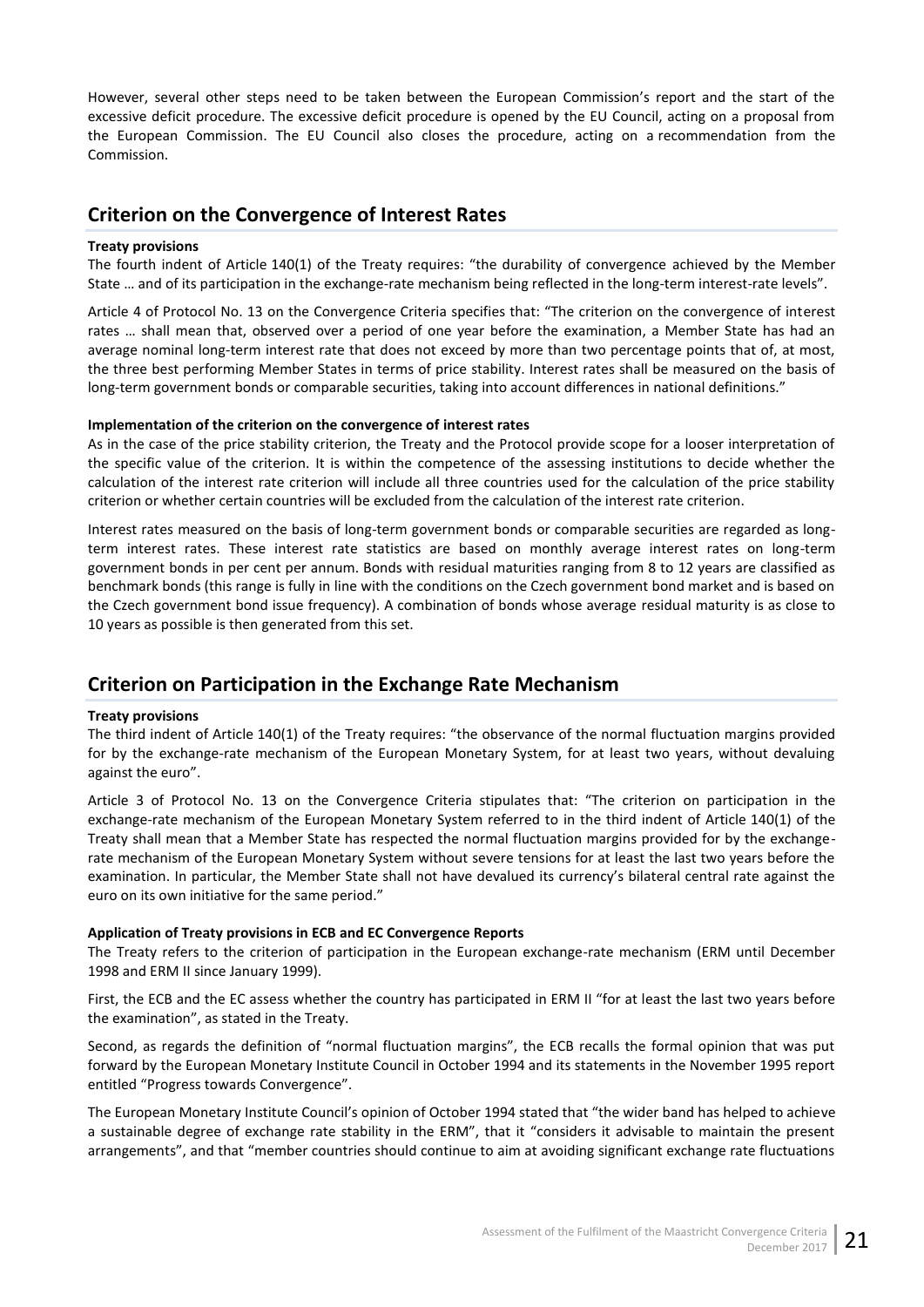However, several other steps need to be taken between the European Commission's report and the start of the excessive deficit procedure. The excessive deficit procedure is opened by the EU Council, acting on a proposal from the European Commission. The EU Council also closes the procedure, acting on a recommendation from the Commission.

## Criterion on the Convergence of Interest Rates

**Treaty provisions**

The fourth indent of Article 140(1) of the Treaty requires: "the durability of convergence achieved by the Member State … and of its participation in the exchange-rate mechanism being reflected in the long-term interest-rate levels".

Article 4 of Protocol No. 13 on the Convergence Criteria specifies that: "The criterion on the convergence of interest rates … shall mean that, observed over a period of one year before the examination, a Member State has had an average nominal long-term interest rate that does not exceed by more than two percentage points that of, at most, the three best performing Member States in terms of price stability. Interest rates shall be measured on the basis of long-term government bonds or comparable securities, taking into account differences in national definitions."

**Implementation of the criterion on the convergence of interest rates**

As in the case of the price stability criterion, the Treaty and the Protocol provide scope for a looser interpretation of the specific value of the criterion. It is within the competence of the assessing institutions to decide whether the calculation of the interest rate criterion will include all three countries used for the calculation of the price stability criterion or whether certain countries will be excluded from the calculation of the interest rate criterion.

Interest rates measured on the basis of long-term government bonds or comparable securities are regarded as long-term interest rates. These interest rate statistics are based on monthly average interest rates on long-term government bonds in per cent per annum. Bonds with residual maturities ranging from 8 to 12 years are classified as benchmark bonds (this range is fully in line with the conditions on the Czech government bond market and is based on the Czech government bond issue frequency). A combination of bonds whose average residual maturity is as close to 10 years as possible is then generated from this set.

## Criterion on Participation in the Exchange Rate Mechanism

**Treaty provisions**

The third indent of Article 140(1) of the Treaty requires: "the observance of the normal fluctuation margins provided for by the exchange-rate mechanism of the European Monetary System, for at least two years, without devaluing against the euro".

Article 3 of Protocol No. 13 on the Convergence Criteria stipulates that: "The criterion on participation in the exchange-rate mechanism of the European Monetary System referred to in the third indent of Article 140(1) of the Treaty shall mean that a Member State has respected the normal fluctuation margins provided for by the exchange-rate mechanism of the European Monetary System without severe tensions for at least the last two years before the examination. In particular, the Member State shall not have devalued its currency's bilateral central rate against the euro on its own initiative for the same period."

**Application of Treaty provisions in ECB and EC Convergence Reports**

The Treaty refers to the criterion of participation in the European exchange-rate mechanism (ERM until December 1998 and ERM II since January 1999).

First, the ECB and the EC assess whether the country has participated in ERM II "for at least the last two years before the examination", as stated in the Treaty.

Second, as regards the definition of "normal fluctuation margins", the ECB recalls the formal opinion that was put forward by the European Monetary Institute Council in October 1994 and its statements in the November 1995 report entitled "Progress towards Convergence".

The European Monetary Institute Council's opinion of October 1994 stated that "the wider band has helped to achieve a sustainable degree of exchange rate stability in the ERM", that it "considers it advisable to maintain the present arrangements", and that "member countries should continue to aim at avoiding significant exchange rate fluctuations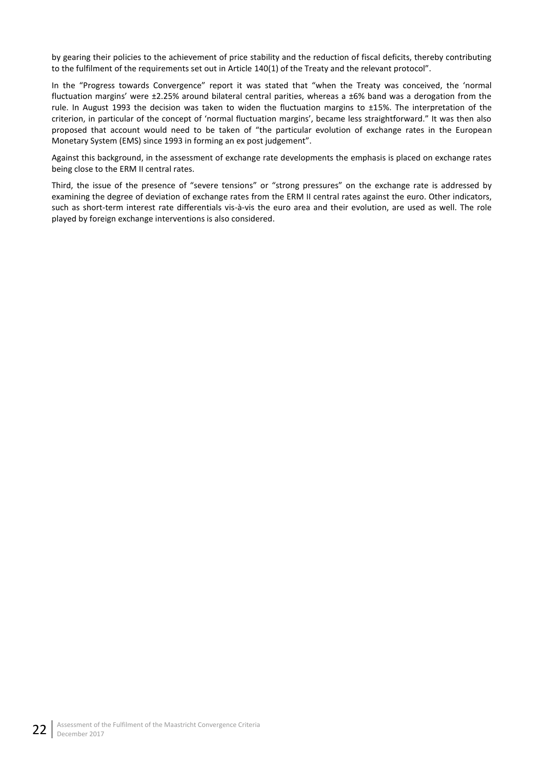by gearing their policies to the achievement of price stability and the reduction of fiscal deficits, thereby contributing to the fulfilment of the requirements set out in Article 140(1) of the Treaty and the relevant protocol".

In the "Progress towards Convergence" report it was stated that "when the Treaty was conceived, the 'normal fluctuation margins' were ±2.25% around bilateral central parities, whereas a ±6% band was a derogation from the rule. In August 1993 the decision was taken to widen the fluctuation margins to ±15%. The interpretation of the criterion, in particular of the concept of 'normal fluctuation margins', became less straightforward." It was then also proposed that account would need to be taken of "the particular evolution of exchange rates in the European Monetary System (EMS) since 1993 in forming an ex post judgement".

Against this background, in the assessment of exchange rate developments the emphasis is placed on exchange rates being close to the ERM II central rates.

Third, the issue of the presence of "severe tensions" or "strong pressures" on the exchange rate is addressed by examining the degree of deviation of exchange rates from the ERM II central rates against the euro. Other indicators, such as short-term interest rate differentials vis-à-vis the euro area and their evolution, are used as well. The role played by foreign exchange interventions is also considered.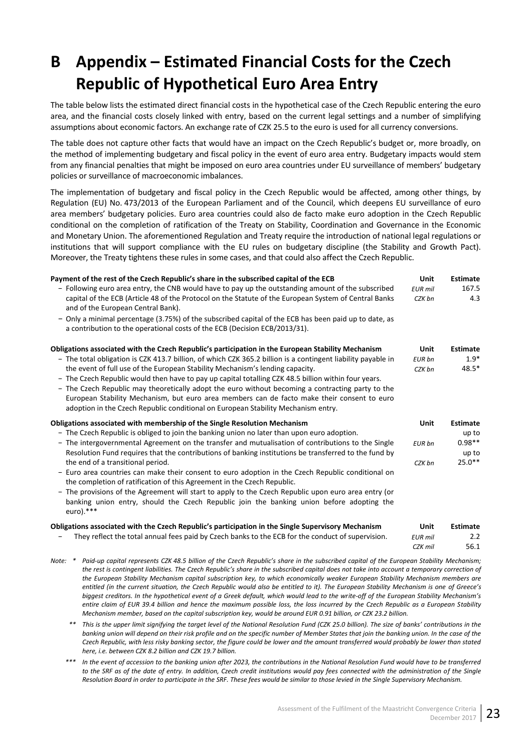# B Appendix – Estimated Financial Costs for the Czech Republic of Hypothetical Euro Area Entry

The table below lists the estimated direct financial costs in the hypothetical case of the Czech Republic entering the euro area, and the financial costs closely linked with entry, based on the current legal settings and a number of simplifying assumptions about economic factors. An exchange rate of CZK 25.5 to the euro is used for all currency conversions.

The table does not capture other facts that would have an impact on the Czech Republic's budget or, more broadly, on the method of implementing budgetary and fiscal policy in the event of euro area entry. Budgetary impacts would stem from any financial penalties that might be imposed on euro area countries under EU surveillance of members' budgetary policies or surveillance of macroeconomic imbalances.

The implementation of budgetary and fiscal policy in the Czech Republic would be affected, among other things, by Regulation (EU) No. 473/2013 of the European Parliament and of the Council, which deepens EU surveillance of euro area members' budgetary policies. Euro area countries could also de facto make euro adoption in the Czech Republic conditional on the completion of ratification of the Treaty on Stability, Coordination and Governance in the Economic and Monetary Union. The aforementioned Regulation and Treaty require the introduction of national legal regulations or institutions that will support compliance with the EU rules on budgetary discipline (the Stability and Growth Pact). Moreover, the Treaty tightens these rules in some cases, and that could also affect the Czech Republic.

| **Payment of the rest of the Czech Republic's share in the subscribed capital of the ECB** | **Unit** | **Estimate** |
|---|---|---|
| – Following euro area entry, the CNB would have to pay up the outstanding amount of the subscribed capital of the ECB (Article 48 of the Protocol on the Statute of the European System of Central Banks and of the European Central Bank).<br>– Only a minimal percentage (3.75%) of the subscribed capital of the ECB has been paid up to date, as a contribution to the operational costs of the ECB (Decision ECB/2013/31). | *EUR mil*<br>*CZK bn* | 167.5<br>4.3 |
| **Obligations associated with the Czech Republic's participation in the European Stability Mechanism** | **Unit** | **Estimate** |
| – The total obligation is CZK 413.7 billion, of which CZK 365.2 billion is a contingent liability payable in the event of full use of the European Stability Mechanism's lending capacity.<br>– The Czech Republic would then have to pay up capital totalling CZK 48.5 billion within four years.<br>– The Czech Republic may theoretically adopt the euro without becoming a contracting party to the European Stability Mechanism, but euro area members can de facto make their consent to euro adoption in the Czech Republic conditional on European Stability Mechanism entry. | *EUR bn*<br>*CZK bn* | 1.9*<br>48.5* |
| **Obligations associated with membership of the Single Resolution Mechanism** | **Unit** | **Estimate** |
| – The Czech Republic is obliged to join the banking union no later than upon euro adoption.<br>– The intergovernmental Agreement on the transfer and mutualisation of contributions to the Single Resolution Fund requires that the contributions of banking institutions be transferred to the fund by the end of a transitional period.<br>– Euro area countries can make their consent to euro adoption in the Czech Republic conditional on the completion of ratification of this Agreement in the Czech Republic.<br>– The provisions of the Agreement will start to apply to the Czech Republic upon euro area entry (or banking union entry, should the Czech Republic join the banking union before adopting the euro).*** | *EUR bn*<br>*CZK bn* | up to 0.98**<br>up to 25.0** |
| **Obligations associated with the Czech Republic's participation in the Single Supervisory Mechanism** | **Unit** | **Estimate** |
| – They reflect the total annual fees paid by Czech banks to the ECB for the conduct of supervision. | *EUR mil*<br>*CZK mil* | 2.2<br>56.1 |

*Note: \* Paid-up capital represents CZK 48.5 billion of the Czech Republic's share in the subscribed capital of the European Stability Mechanism; the rest is contingent liabilities. The Czech Republic's share in the subscribed capital does not take into account a temporary correction of the European Stability Mechanism capital subscription key, to which economically weaker European Stability Mechanism members are entitled (in the current situation, the Czech Republic would also be entitled to it). The European Stability Mechanism is one of Greece's biggest creditors. In the hypothetical event of a Greek default, which would lead to the write-off of the European Stability Mechanism's entire claim of EUR 39.4 billion and hence the maximum possible loss, the loss incurred by the Czech Republic as a European Stability Mechanism member, based on the capital subscription key, would be around EUR 0.91 billion, or CZK 23.2 billion.*

*\*\* This is the upper limit signifying the target level of the National Resolution Fund (CZK 25.0 billion). The size of banks' contributions in the banking union will depend on their risk profile and on the specific number of Member States that join the banking union. In the case of the Czech Republic, with less risky banking sector, the figure could be lower and the amount transferred would probably be lower than stated here, i.e. between CZK 8.2 billion and CZK 19.7 billion.*

*\*\*\* In the event of accession to the banking union after 2023, the contributions in the National Resolution Fund would have to be transferred to the SRF as of the date of entry. In addition, Czech credit institutions would pay fees connected with the administration of the Single Resolution Board in order to participate in the SRF. These fees would be similar to those levied in the Single Supervisory Mechanism.*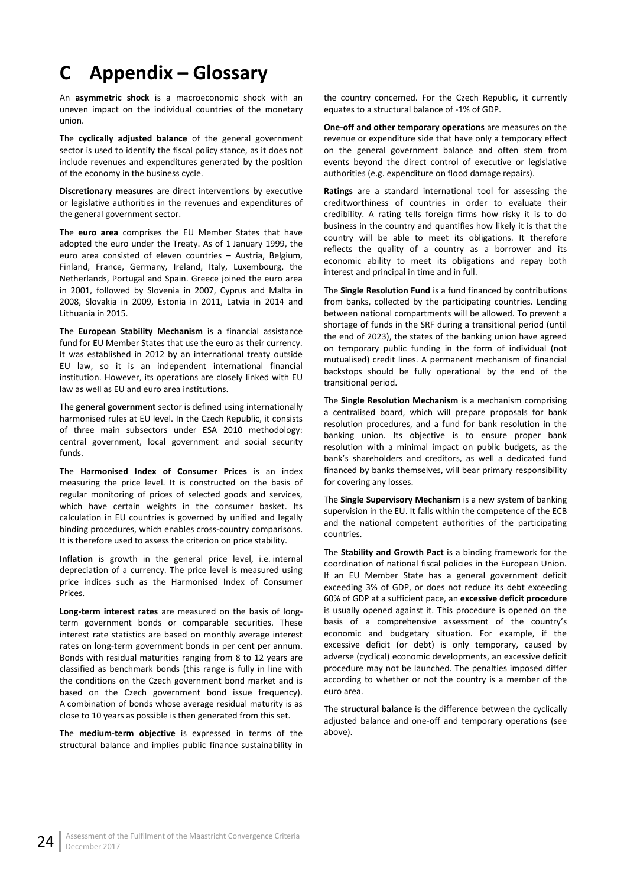# C Appendix – Glossary

An **asymmetric shock** is a macroeconomic shock with an uneven impact on the individual countries of the monetary union.

The **cyclically adjusted balance** of the general government sector is used to identify the fiscal policy stance, as it does not include revenues and expenditures generated by the position of the economy in the business cycle.

**Discretionary measures** are direct interventions by executive or legislative authorities in the revenues and expenditures of the general government sector.

The **euro area** comprises the EU Member States that have adopted the euro under the Treaty. As of 1 January 1999, the euro area consisted of eleven countries – Austria, Belgium, Finland, France, Germany, Ireland, Italy, Luxembourg, the Netherlands, Portugal and Spain. Greece joined the euro area in 2001, followed by Slovenia in 2007, Cyprus and Malta in 2008, Slovakia in 2009, Estonia in 2011, Latvia in 2014 and Lithuania in 2015.

The **European Stability Mechanism** is a financial assistance fund for EU Member States that use the euro as their currency. It was established in 2012 by an international treaty outside EU law, so it is an independent international financial institution. However, its operations are closely linked with EU law as well as EU and euro area institutions.

The **general government** sector is defined using internationally harmonised rules at EU level. In the Czech Republic, it consists of three main subsectors under ESA 2010 methodology: central government, local government and social security funds.

The **Harmonised Index of Consumer Prices** is an index measuring the price level. It is constructed on the basis of regular monitoring of prices of selected goods and services, which have certain weights in the consumer basket. Its calculation in EU countries is governed by unified and legally binding procedures, which enables cross-country comparisons. It is therefore used to assess the criterion on price stability.

**Inflation** is growth in the general price level, i.e. internal depreciation of a currency. The price level is measured using price indices such as the Harmonised Index of Consumer Prices.

**Long-term interest rates** are measured on the basis of long-term government bonds or comparable securities. These interest rate statistics are based on monthly average interest rates on long-term government bonds in per cent per annum. Bonds with residual maturities ranging from 8 to 12 years are classified as benchmark bonds (this range is fully in line with the conditions on the Czech government bond market and is based on the Czech government bond issue frequency). A combination of bonds whose average residual maturity is as close to 10 years as possible is then generated from this set.

The **medium-term objective** is expressed in terms of the structural balance and implies public finance sustainability in the country concerned. For the Czech Republic, it currently equates to a structural balance of -1% of GDP.

**One-off and other temporary operations** are measures on the revenue or expenditure side that have only a temporary effect on the general government balance and often stem from events beyond the direct control of executive or legislative authorities (e.g. expenditure on flood damage repairs).

**Ratings** are a standard international tool for assessing the creditworthiness of countries in order to evaluate their credibility. A rating tells foreign firms how risky it is to do business in the country and quantifies how likely it is that the country will be able to meet its obligations. It therefore reflects the quality of a country as a borrower and its economic ability to meet its obligations and repay both interest and principal in time and in full.

The **Single Resolution Fund** is a fund financed by contributions from banks, collected by the participating countries. Lending between national compartments will be allowed. To prevent a shortage of funds in the SRF during a transitional period (until the end of 2023), the states of the banking union have agreed on temporary public funding in the form of individual (not mutualised) credit lines. A permanent mechanism of financial backstops should be fully operational by the end of the transitional period.

The **Single Resolution Mechanism** is a mechanism comprising a centralised board, which will prepare proposals for bank resolution procedures, and a fund for bank resolution in the banking union. Its objective is to ensure proper bank resolution with a minimal impact on public budgets, as the bank's shareholders and creditors, as well a dedicated fund financed by banks themselves, will bear primary responsibility for covering any losses.

The **Single Supervisory Mechanism** is a new system of banking supervision in the EU. It falls within the competence of the ECB and the national competent authorities of the participating countries.

The **Stability and Growth Pact** is a binding framework for the coordination of national fiscal policies in the European Union. If an EU Member State has a general government deficit exceeding 3% of GDP, or does not reduce its debt exceeding 60% of GDP at a sufficient pace, an **excessive deficit procedure** is usually opened against it. This procedure is opened on the basis of a comprehensive assessment of the country's economic and budgetary situation. For example, if the excessive deficit (or debt) is only temporary, caused by adverse (cyclical) economic developments, an excessive deficit procedure may not be launched. The penalties imposed differ according to whether or not the country is a member of the euro area.

The **structural balance** is the difference between the cyclically adjusted balance and one-off and temporary operations (see above).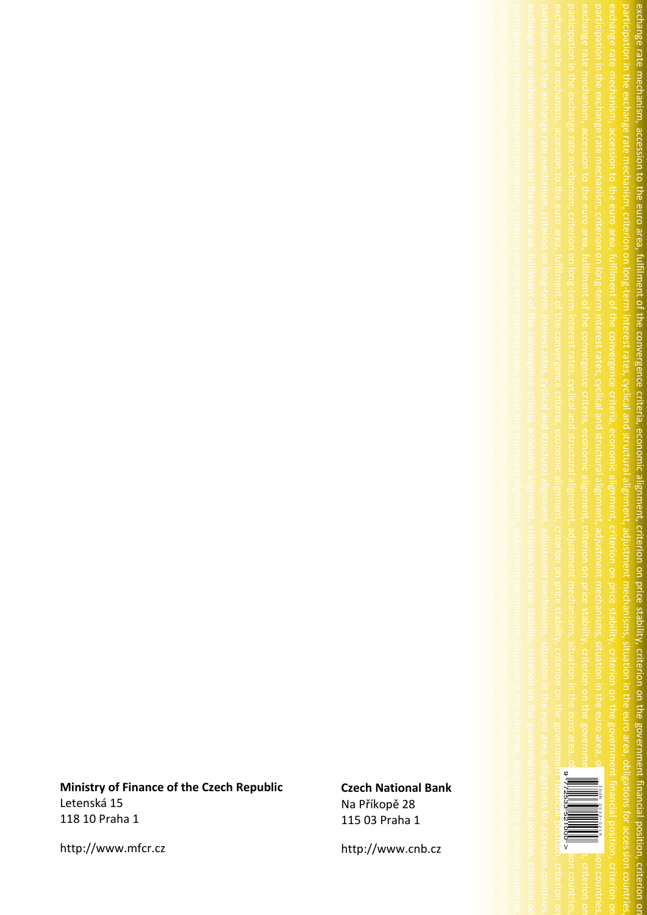**Ministry of Finance of the Czech Republic**
Letenská 15
118 10 Praha 1

http://www.mfcr.cz

**Czech National Bank**
Na Příkopě 28
115 03 Praha 1

http://www.cnb.cz